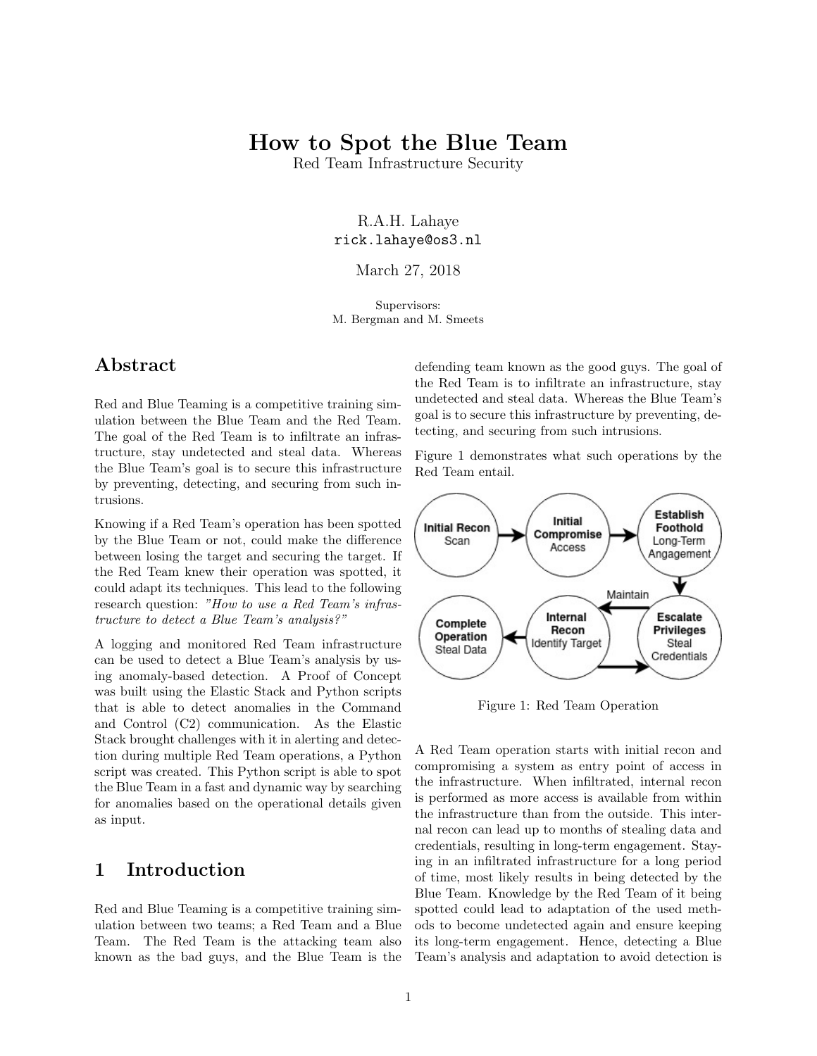# How to Spot the Blue Team

Red Team Infrastructure Security

R.A.H. Lahaye
rick.lahaye@os3.nl

March 27, 2018

Supervisors:
M. Bergman and M. Smeets

## Abstract

Red and Blue Teaming is a competitive training simulation between the Blue Team and the Red Team. The goal of the Red Team is to infiltrate an infrastructure, stay undetected and steal data. Whereas the Blue Team's goal is to secure this infrastructure by preventing, detecting, and securing from such intrusions.

Knowing if a Red Team's operation has been spotted by the Blue Team or not, could make the difference between losing the target and securing the target. If the Red Team knew their operation was spotted, it could adapt its techniques. This lead to the following research question: *"How to use a Red Team's infrastructure to detect a Blue Team's analysis?"*

A logging and monitored Red Team infrastructure can be used to detect a Blue Team's analysis by using anomaly-based detection. A Proof of Concept was built using the Elastic Stack and Python scripts that is able to detect anomalies in the Command and Control (C2) communication. As the Elastic Stack brought challenges with it in alerting and detection during multiple Red Team operations, a Python script was created. This Python script is able to spot the Blue Team in a fast and dynamic way by searching for anomalies based on the operational details given as input.

## 1 Introduction

Red and Blue Teaming is a competitive training simulation between two teams; a Red Team and a Blue Team. The Red Team is the attacking team also known as the bad guys, and the Blue Team is the defending team known as the good guys. The goal of the Red Team is to infiltrate an infrastructure, stay undetected and steal data. Whereas the Blue Team's goal is to secure this infrastructure by preventing, detecting, and securing from such intrusions.

Figure 1 demonstrates what such operations by the Red Team entail.

Initial Recon
Scan

Initial Compromise
Access

Establish Foothold
Long-Term Angagement

Escalate Privileges
Steal Credentials

Maintain

Internal Recon
Identify Target

Complete Operation
Steal Data

Figure 1: Red Team Operation

A Red Team operation starts with initial recon and compromising a system as entry point of access in the infrastructure. When infiltrated, internal recon is performed as more access is available from within the infrastructure than from the outside. This internal recon can lead up to months of stealing data and credentials, resulting in long-term engagement. Staying in an infiltrated infrastructure for a long period of time, most likely results in being detected by the Blue Team. Knowledge by the Red Team of it being spotted could lead to adaptation of the used methods to become undetected again and ensure keeping its long-term engagement. Hence, detecting a Blue Team's analysis and adaptation to avoid detection is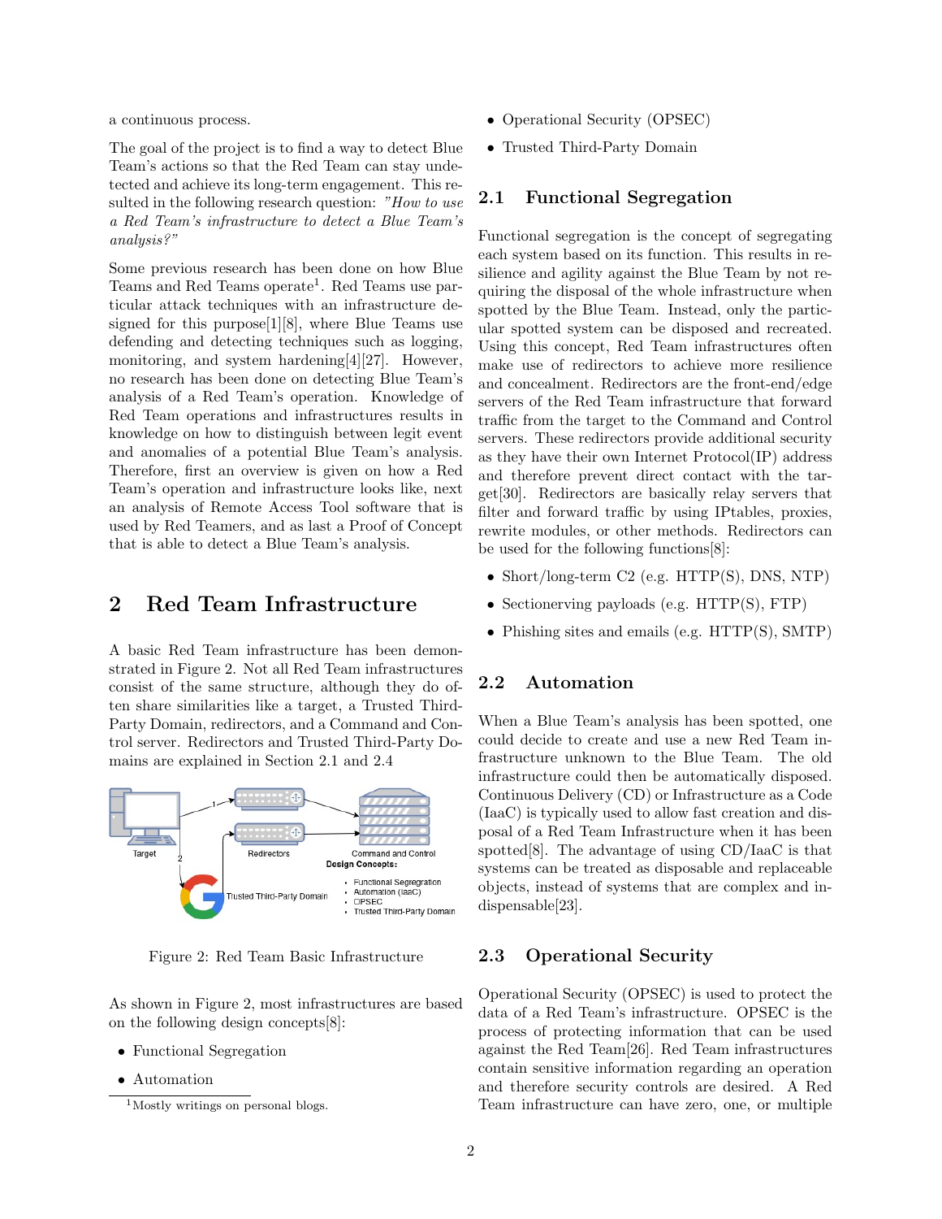a continuous process.

The goal of the project is to find a way to detect Blue Team's actions so that the Red Team can stay undetected and achieve its long-term engagement. This resulted in the following research question: *"How to use a Red Team's infrastructure to detect a Blue Team's analysis?"*

Some previous research has been done on how Blue Teams and Red Teams operate[1]. Red Teams use particular attack techniques with an infrastructure designed for this purpose[1][8], where Blue Teams use defending and detecting techniques such as logging, monitoring, and system hardening[4][27]. However, no research has been done on detecting Blue Team's analysis of a Red Team's operation. Knowledge of Red Team operations and infrastructures results in knowledge on how to distinguish between legit event and anomalies of a potential Blue Team's analysis. Therefore, first an overview is given on how a Red Team's operation and infrastructure looks like, next an analysis of Remote Access Tool software that is used by Red Teamers, and as last a Proof of Concept that is able to detect a Blue Team's analysis.

## 2 Red Team Infrastructure

A basic Red Team infrastructure has been demonstrated in Figure 2. Not all Red Team infrastructures consist of the same structure, although they do often share similarities like a target, a Trusted Third-Party Domain, redirectors, and a Command and Control server. Redirectors and Trusted Third-Party Domains are explained in Section 2.1 and 2.4

Figure 2: Red Team Basic Infrastructure

As shown in Figure 2, most infrastructures are based on the following design concepts[8]:

- Functional Segregation
- Automation
- Operational Security (OPSEC)
- Trusted Third-Party Domain

[1]Mostly writings on personal blogs.

### 2.1 Functional Segregation

Functional segregation is the concept of segregating each system based on its function. This results in resilience and agility against the Blue Team by not requiring the disposal of the whole infrastructure when spotted by the Blue Team. Instead, only the particular spotted system can be disposed and recreated. Using this concept, Red Team infrastructures often make use of redirectors to achieve more resilience and concealment. Redirectors are the front-end/edge servers of the Red Team infrastructure that forward traffic from the target to the Command and Control servers. These redirectors provide additional security as they have their own Internet Protocol(IP) address and therefore prevent direct contact with the target[30]. Redirectors are basically relay servers that filter and forward traffic by using IPtables, proxies, rewrite modules, or other methods. Redirectors can be used for the following functions[8]:

- Short/long-term C2 (e.g. HTTP(S), DNS, NTP)
- Sectionerving payloads (e.g. HTTP(S), FTP)
- Phishing sites and emails (e.g. HTTP(S), SMTP)

### 2.2 Automation

When a Blue Team's analysis has been spotted, one could decide to create and use a new Red Team infrastructure unknown to the Blue Team. The old infrastructure could then be automatically disposed. Continuous Delivery (CD) or Infrastructure as a Code (IaaC) is typically used to allow fast creation and disposal of a Red Team Infrastructure when it has been spotted[8]. The advantage of using CD/IaaC is that systems can be treated as disposable and replaceable objects, instead of systems that are complex and indispensable[23].

### 2.3 Operational Security

Operational Security (OPSEC) is used to protect the data of a Red Team's infrastructure. OPSEC is the process of protecting information that can be used against the Red Team[26]. Red Team infrastructures contain sensitive information regarding an operation and therefore security controls are desired. A Red Team infrastructure can have zero, one, or multiple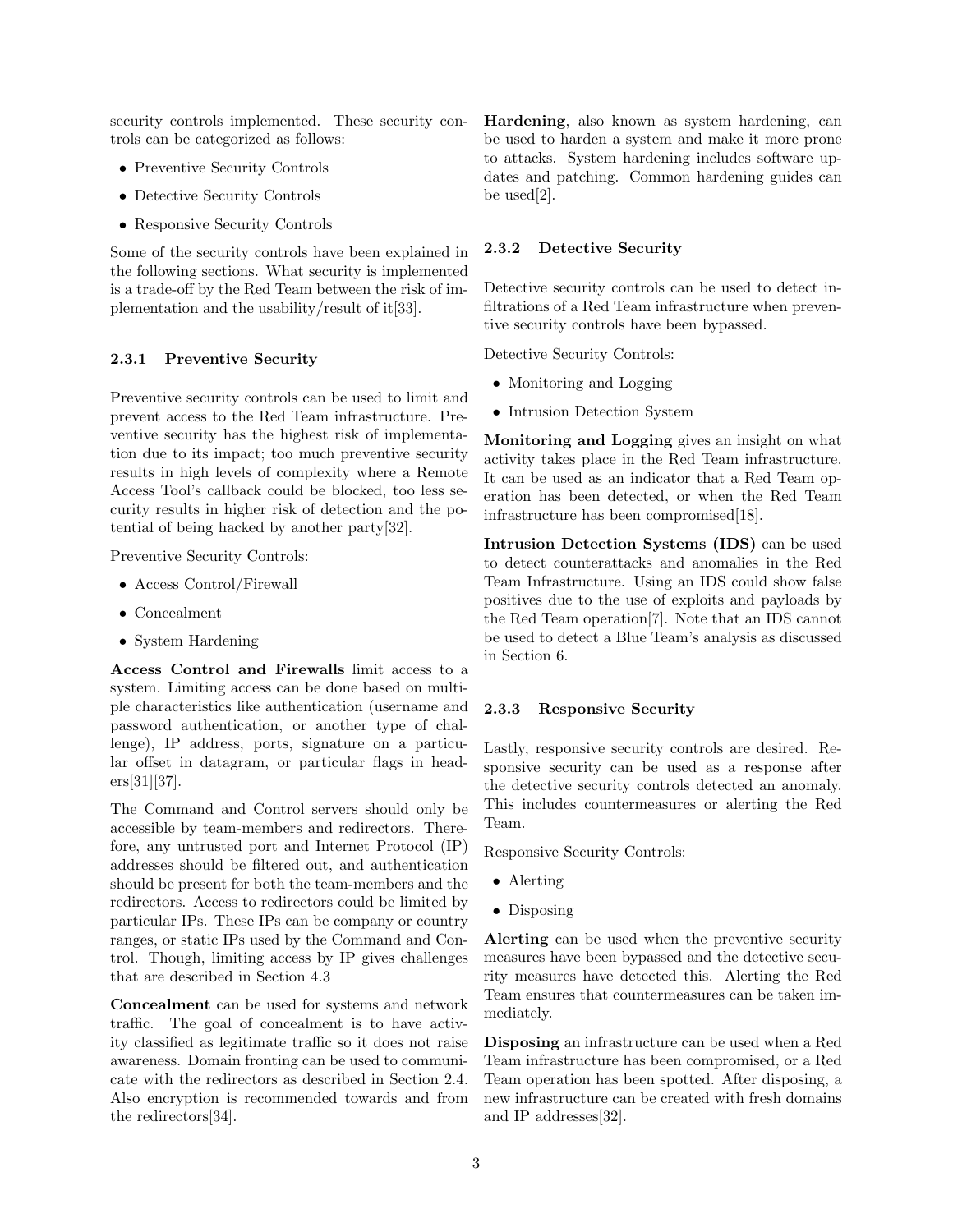security controls implemented. These security controls can be categorized as follows:

- Preventive Security Controls
- Detective Security Controls
- Responsive Security Controls

Some of the security controls have been explained in the following sections. What security is implemented is a trade-off by the Red Team between the risk of implementation and the usability/result of it[33].

### 2.3.1 Preventive Security

Preventive security controls can be used to limit and prevent access to the Red Team infrastructure. Preventive security has the highest risk of implementation due to its impact; too much preventive security results in high levels of complexity where a Remote Access Tool's callback could be blocked, too less security results in higher risk of detection and the potential of being hacked by another party[32].

Preventive Security Controls:

- Access Control/Firewall
- Concealment
- System Hardening

**Access Control and Firewalls** limit access to a system. Limiting access can be done based on multiple characteristics like authentication (username and password authentication, or another type of challenge), IP address, ports, signature on a particular offset in datagram, or particular flags in headers[31][37].

The Command and Control servers should only be accessible by team-members and redirectors. Therefore, any untrusted port and Internet Protocol (IP) addresses should be filtered out, and authentication should be present for both the team-members and the redirectors. Access to redirectors could be limited by particular IPs. These IPs can be company or country ranges, or static IPs used by the Command and Control. Though, limiting access by IP gives challenges that are described in Section 4.3

**Concealment** can be used for systems and network traffic. The goal of concealment is to have activity classified as legitimate traffic so it does not raise awareness. Domain fronting can be used to communicate with the redirectors as described in Section 2.4. Also encryption is recommended towards and from the redirectors[34].

**Hardening**, also known as system hardening, can be used to harden a system and make it more prone to attacks. System hardening includes software updates and patching. Common hardening guides can be used[2].

### 2.3.2 Detective Security

Detective security controls can be used to detect infiltrations of a Red Team infrastructure when preventive security controls have been bypassed.

Detective Security Controls:

- Monitoring and Logging
- Intrusion Detection System

**Monitoring and Logging** gives an insight on what activity takes place in the Red Team infrastructure. It can be used as an indicator that a Red Team operation has been detected, or when the Red Team infrastructure has been compromised[18].

**Intrusion Detection Systems (IDS)** can be used to detect counterattacks and anomalies in the Red Team Infrastructure. Using an IDS could show false positives due to the use of exploits and payloads by the Red Team operation[7]. Note that an IDS cannot be used to detect a Blue Team's analysis as discussed in Section 6.

### 2.3.3 Responsive Security

Lastly, responsive security controls are desired. Responsive security can be used as a response after the detective security controls detected an anomaly. This includes countermeasures or alerting the Red Team.

Responsive Security Controls:

- Alerting
- Disposing

**Alerting** can be used when the preventive security measures have been bypassed and the detective security measures have detected this. Alerting the Red Team ensures that countermeasures can be taken immediately.

**Disposing** an infrastructure can be used when a Red Team infrastructure has been compromised, or a Red Team operation has been spotted. After disposing, a new infrastructure can be created with fresh domains and IP addresses[32].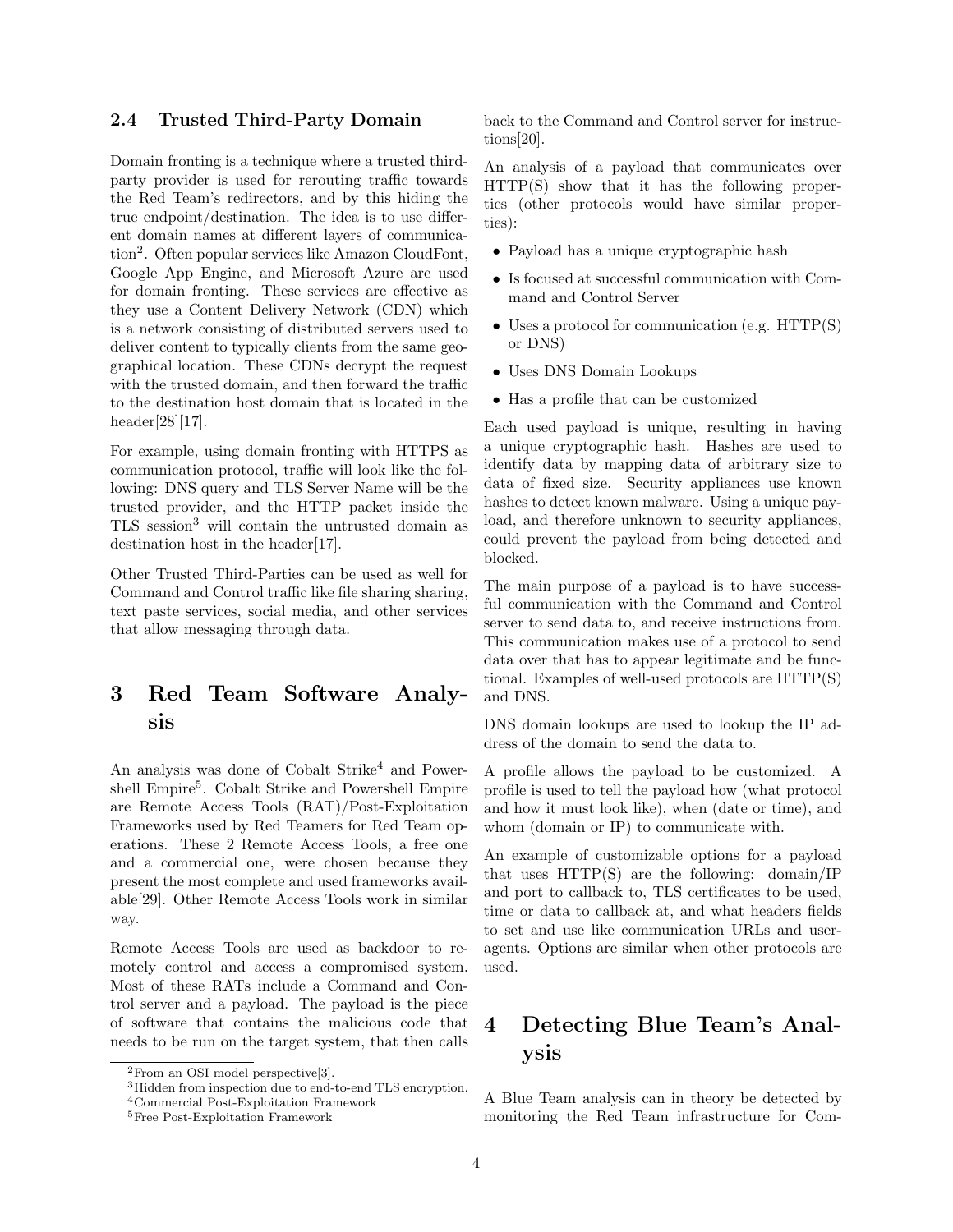### 2.4 Trusted Third-Party Domain

Domain fronting is a technique where a trusted third-party provider is used for rerouting traffic towards the Red Team's redirectors, and by this hiding the true endpoint/destination. The idea is to use different domain names at different layers of communication[2]. Often popular services like Amazon CloudFont, Google App Engine, and Microsoft Azure are used for domain fronting. These services are effective as they use a Content Delivery Network (CDN) which is a network consisting of distributed servers used to deliver content to typically clients from the same geographical location. These CDNs decrypt the request with the trusted domain, and then forward the traffic to the destination host domain that is located in the header[28][17].

For example, using domain fronting with HTTPS as communication protocol, traffic will look like the following: DNS query and TLS Server Name will be the trusted provider, and the HTTP packet inside the TLS session[3] will contain the untrusted domain as destination host in the header[17].

Other Trusted Third-Parties can be used as well for Command and Control traffic like file sharing sharing, text paste services, social media, and other services that allow messaging through data.

## 3 Red Team Software Analysis

An analysis was done of Cobalt Strike[4] and Powershell Empire[5]. Cobalt Strike and Powershell Empire are Remote Access Tools (RAT)/Post-Exploitation Frameworks used by Red Teamers for Red Team operations. These 2 Remote Access Tools, a free one and a commercial one, were chosen because they present the most complete and used frameworks available[29]. Other Remote Access Tools work in similar way.

Remote Access Tools are used as backdoor to remotely control and access a compromised system. Most of these RATs include a Command and Control server and a payload. The payload is the piece of software that contains the malicious code that needs to be run on the target system, that then calls back to the Command and Control server for instructions[20].

An analysis of a payload that communicates over HTTP(S) show that it has the following properties (other protocols would have similar properties):

- Payload has a unique cryptographic hash
- Is focused at successful communication with Command and Control Server
- Uses a protocol for communication (e.g. HTTP(S) or DNS)
- Uses DNS Domain Lookups
- Has a profile that can be customized

Each used payload is unique, resulting in having a unique cryptographic hash. Hashes are used to identify data by mapping data of arbitrary size to data of fixed size. Security appliances use known hashes to detect known malware. Using a unique payload, and therefore unknown to security appliances, could prevent the payload from being detected and blocked.

The main purpose of a payload is to have successful communication with the Command and Control server to send data to, and receive instructions from. This communication makes use of a protocol to send data over that has to appear legitimate and be functional. Examples of well-used protocols are HTTP(S) and DNS.

DNS domain lookups are used to lookup the IP address of the domain to send the data to.

A profile allows the payload to be customized. A profile is used to tell the payload how (what protocol and how it must look like), when (date or time), and whom (domain or IP) to communicate with.

An example of customizable options for a payload that uses HTTP(S) are the following: domain/IP and port to callback to, TLS certificates to be used, time or data to callback at, and what headers fields to set and use like communication URLs and user-agents. Options are similar when other protocols are used.

## 4 Detecting Blue Team's Analysis

A Blue Team analysis can in theory be detected by monitoring the Red Team infrastructure for Com-

---

[2] From an OSI model perspective[3].

[3] Hidden from inspection due to end-to-end TLS encryption.

[4] Commercial Post-Exploitation Framework

[5] Free Post-Exploitation Framework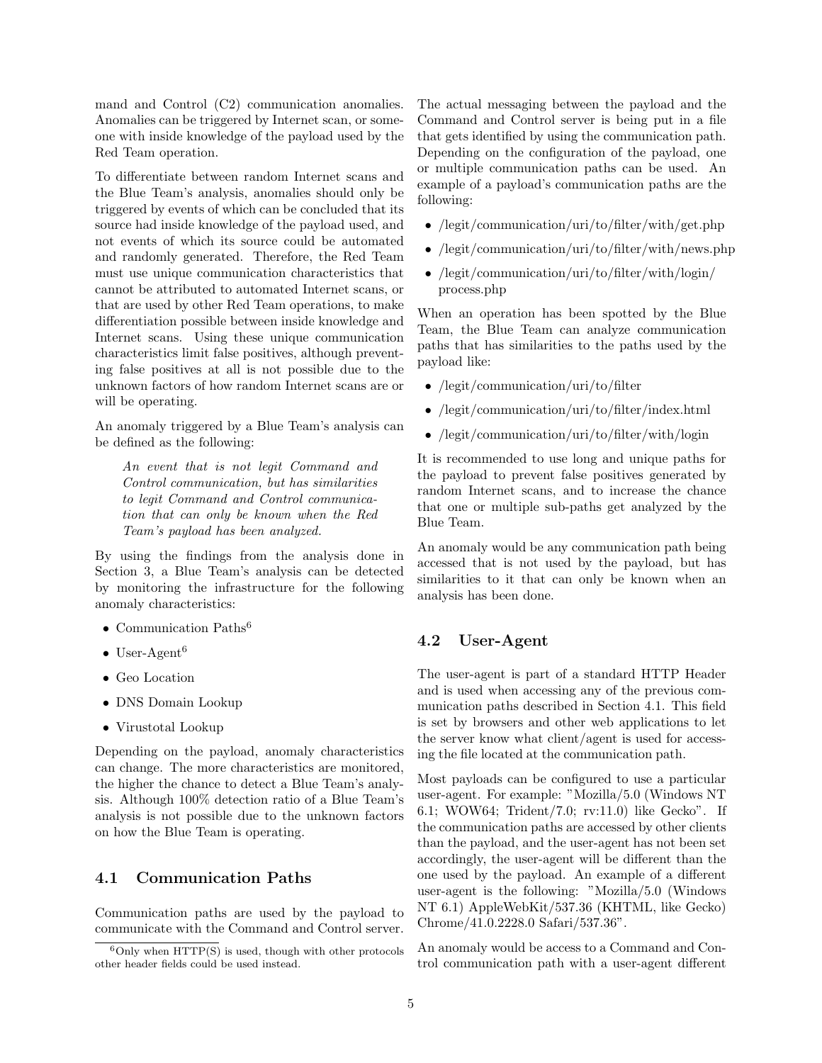mand and Control (C2) communication anomalies. Anomalies can be triggered by Internet scan, or someone with inside knowledge of the payload used by the Red Team operation.

To differentiate between random Internet scans and the Blue Team's analysis, anomalies should only be triggered by events of which can be concluded that its source had inside knowledge of the payload used, and not events of which its source could be automated and randomly generated. Therefore, the Red Team must use unique communication characteristics that cannot be attributed to automated Internet scans, or that are used by other Red Team operations, to make differentiation possible between inside knowledge and Internet scans. Using these unique communication characteristics limit false positives, although preventing false positives at all is not possible due to the unknown factors of how random Internet scans are or will be operating.

An anomaly triggered by a Blue Team's analysis can be defined as the following:

> *An event that is not legit Command and Control communication, but has similarities to legit Command and Control communication that can only be known when the Red Team's payload has been analyzed.*

By using the findings from the analysis done in Section 3, a Blue Team's analysis can be detected by monitoring the infrastructure for the following anomaly characteristics:

- Communication Paths[6]
- User-Agent[6]
- Geo Location
- DNS Domain Lookup
- Virustotal Lookup

Depending on the payload, anomaly characteristics can change. The more characteristics are monitored, the higher the chance to detect a Blue Team's analysis. Although 100% detection ratio of a Blue Team's analysis is not possible due to the unknown factors on how the Blue Team is operating.

## 4.1 Communication Paths

Communication paths are used by the payload to communicate with the Command and Control server. The actual messaging between the payload and the Command and Control server is being put in a file that gets identified by using the communication path. Depending on the configuration of the payload, one or multiple communication paths can be used. An example of a payload's communication paths are the following:

- /legit/communication/uri/to/filter/with/get.php
- /legit/communication/uri/to/filter/with/news.php
- /legit/communication/uri/to/filter/with/login/process.php

When an operation has been spotted by the Blue Team, the Blue Team can analyze communication paths that has similarities to the paths used by the payload like:

- /legit/communication/uri/to/filter
- /legit/communication/uri/to/filter/index.html
- /legit/communication/uri/to/filter/with/login

It is recommended to use long and unique paths for the payload to prevent false positives generated by random Internet scans, and to increase the chance that one or multiple sub-paths get analyzed by the Blue Team.

An anomaly would be any communication path being accessed that is not used by the payload, but has similarities to it that can only be known when an analysis has been done.

## 4.2 User-Agent

The user-agent is part of a standard HTTP Header and is used when accessing any of the previous communication paths described in Section 4.1. This field is set by browsers and other web applications to let the server know what client/agent is used for accessing the file located at the communication path.

Most payloads can be configured to use a particular user-agent. For example: "Mozilla/5.0 (Windows NT 6.1; WOW64; Trident/7.0; rv:11.0) like Gecko". If the communication paths are accessed by other clients than the payload, and the user-agent has not been set accordingly, the user-agent will be different than the one used by the payload. An example of a different user-agent is the following: "Mozilla/5.0 (Windows NT 6.1) AppleWebKit/537.36 (KHTML, like Gecko) Chrome/41.0.2228.0 Safari/537.36".

An anomaly would be access to a Command and Control communication path with a user-agent different

[6] Only when HTTP(S) is used, though with other protocols other header fields could be used instead.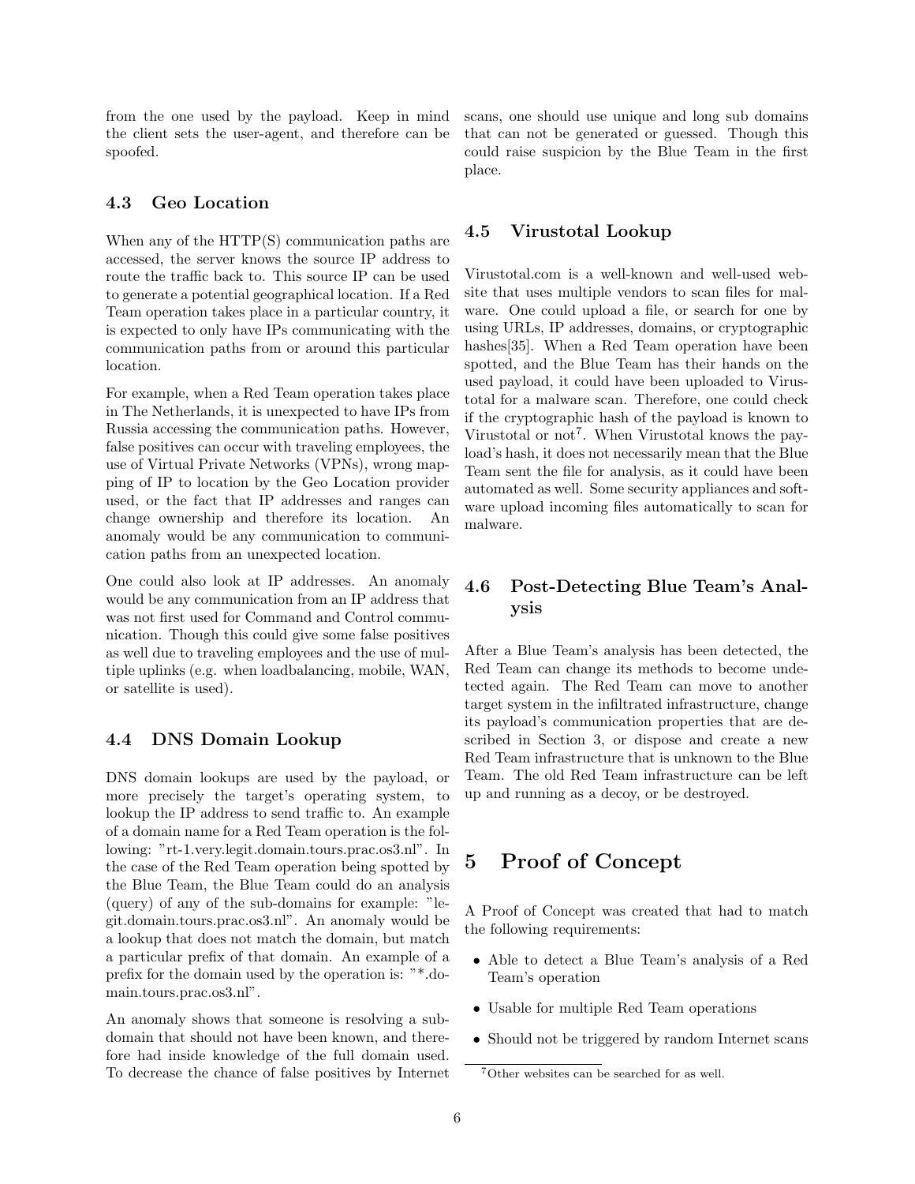from the one used by the payload. Keep in mind the client sets the user-agent, and therefore can be spoofed.

### 4.3 Geo Location

When any of the HTTP(S) communication paths are accessed, the server knows the source IP address to route the traffic back to. This source IP can be used to generate a potential geographical location. If a Red Team operation takes place in a particular country, it is expected to only have IPs communicating with the communication paths from or around this particular location.

For example, when a Red Team operation takes place in The Netherlands, it is unexpected to have IPs from Russia accessing the communication paths. However, false positives can occur with traveling employees, the use of Virtual Private Networks (VPNs), wrong mapping of IP to location by the Geo Location provider used, or the fact that IP addresses and ranges can change ownership and therefore its location. An anomaly would be any communication to communication paths from an unexpected location.

One could also look at IP addresses. An anomaly would be any communication from an IP address that was not first used for Command and Control communication. Though this could give some false positives as well due to traveling employees and the use of multiple uplinks (e.g. when loadbalancing, mobile, WAN, or satellite is used).

### 4.4 DNS Domain Lookup

DNS domain lookups are used by the payload, or more precisely the target's operating system, to lookup the IP address to send traffic to. An example of a domain name for a Red Team operation is the following: "rt-1.very.legit.domain.tours.prac.os3.nl". In the case of the Red Team operation being spotted by the Blue Team, the Blue Team could do an analysis (query) of any of the sub-domains for example: "legit.domain.tours.prac.os3.nl". An anomaly would be a lookup that does not match the domain, but match a particular prefix of that domain. An example of a prefix for the domain used by the operation is: "*.domain.tours.prac.os3.nl".

An anomaly shows that someone is resolving a subdomain that should not have been known, and therefore had inside knowledge of the full domain used. To decrease the chance of false positives by Internet scans, one should use unique and long sub domains that can not be generated or guessed. Though this could raise suspicion by the Blue Team in the first place.

### 4.5 Virustotal Lookup

Virustotal.com is a well-known and well-used website that uses multiple vendors to scan files for malware. One could upload a file, or search for one by using URLs, IP addresses, domains, or cryptographic hashes[35]. When a Red Team operation have been spotted, and the Blue Team has their hands on the used payload, it could have been uploaded to Virustotal for a malware scan. Therefore, one could check if the cryptographic hash of the payload is known to Virustotal or not[7]. When Virustotal knows the payload's hash, it does not necessarily mean that the Blue Team sent the file for analysis, as it could have been automated as well. Some security appliances and software upload incoming files automatically to scan for malware.

### 4.6 Post-Detecting Blue Team's Analysis

After a Blue Team's analysis has been detected, the Red Team can change its methods to become undetected again. The Red Team can move to another target system in the infiltrated infrastructure, change its payload's communication properties that are described in Section 3, or dispose and create a new Red Team infrastructure that is unknown to the Blue Team. The old Red Team infrastructure can be left up and running as a decoy, or be destroyed.

## 5 Proof of Concept

A Proof of Concept was created that had to match the following requirements:

- Able to detect a Blue Team's analysis of a Red Team's operation
- Usable for multiple Red Team operations
- Should not be triggered by random Internet scans

[7] Other websites can be searched for as well.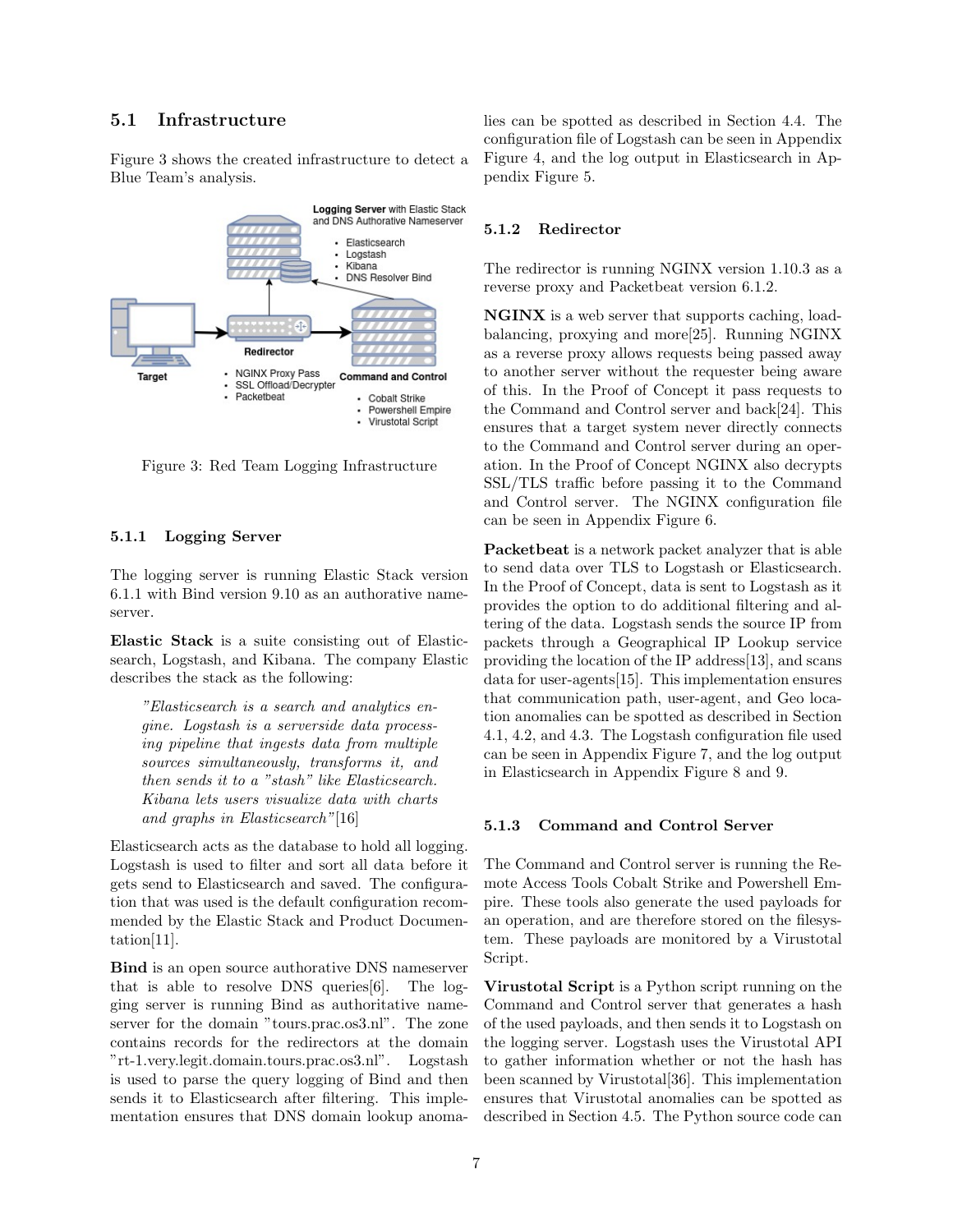## 5.1 Infrastructure

Figure 3 shows the created infrastructure to detect a Blue Team's analysis.

Figure 3: Red Team Logging Infrastructure

### 5.1.1 Logging Server

The logging server is running Elastic Stack version 6.1.1 with Bind version 9.10 as an authorative nameserver.

**Elastic Stack** is a suite consisting out of Elasticsearch, Logstash, and Kibana. The company Elastic describes the stack as the following:

> *"Elasticsearch is a search and analytics engine. Logstash is a serverside data processing pipeline that ingests data from multiple sources simultaneously, transforms it, and then sends it to a "stash" like Elasticsearch. Kibana lets users visualize data with charts and graphs in Elasticsearch"*[16]

Elasticsearch acts as the database to hold all logging. Logstash is used to filter and sort all data before it gets send to Elasticsearch and saved. The configuration that was used is the default configuration recommended by the Elastic Stack and Product Documentation[11].

**Bind** is an open source authorative DNS nameserver that is able to resolve DNS queries[6]. The logging server is running Bind as authoritative nameserver for the domain "tours.prac.os3.nl". The zone contains records for the redirectors at the domain "rt-1.very.legit.domain.tours.prac.os3.nl". Logstash is used to parse the query logging of Bind and then sends it to Elasticsearch after filtering. This implementation ensures that DNS domain lookup anomalies can be spotted as described in Section 4.4. The configuration file of Logstash can be seen in Appendix Figure 4, and the log output in Elasticsearch in Appendix Figure 5.

### 5.1.2 Redirector

The redirector is running NGINX version 1.10.3 as a reverse proxy and Packetbeat version 6.1.2.

**NGINX** is a web server that supports caching, load-balancing, proxying and more[25]. Running NGINX as a reverse proxy allows requests being passed away to another server without the requester being aware of this. In the Proof of Concept it pass requests to the Command and Control server and back[24]. This ensures that a target system never directly connects to the Command and Control server during an operation. In the Proof of Concept NGINX also decrypts SSL/TLS traffic before passing it to the Command and Control server. The NGINX configuration file can be seen in Appendix Figure 6.

**Packetbeat** is a network packet analyzer that is able to send data over TLS to Logstash or Elasticsearch. In the Proof of Concept, data is sent to Logstash as it provides the option to do additional filtering and altering of the data. Logstash sends the source IP from packets through a Geographical IP Lookup service providing the location of the IP address[13], and scans data for user-agents[15]. This implementation ensures that communication path, user-agent, and Geo location anomalies can be spotted as described in Section 4.1, 4.2, and 4.3. The Logstash configuration file used can be seen in Appendix Figure 7, and the log output in Elasticsearch in Appendix Figure 8 and 9.

### 5.1.3 Command and Control Server

The Command and Control server is running the Remote Access Tools Cobalt Strike and Powershell Empire. These tools also generate the used payloads for an operation, and are therefore stored on the filesystem. These payloads are monitored by a Virustotal Script.

**Virustotal Script** is a Python script running on the Command and Control server that generates a hash of the used payloads, and then sends it to Logstash on the logging server. Logstash uses the Virustotal API to gather information whether or not the hash has been scanned by Virustotal[36]. This implementation ensures that Virustotal anomalies can be spotted as described in Section 4.5. The Python source code can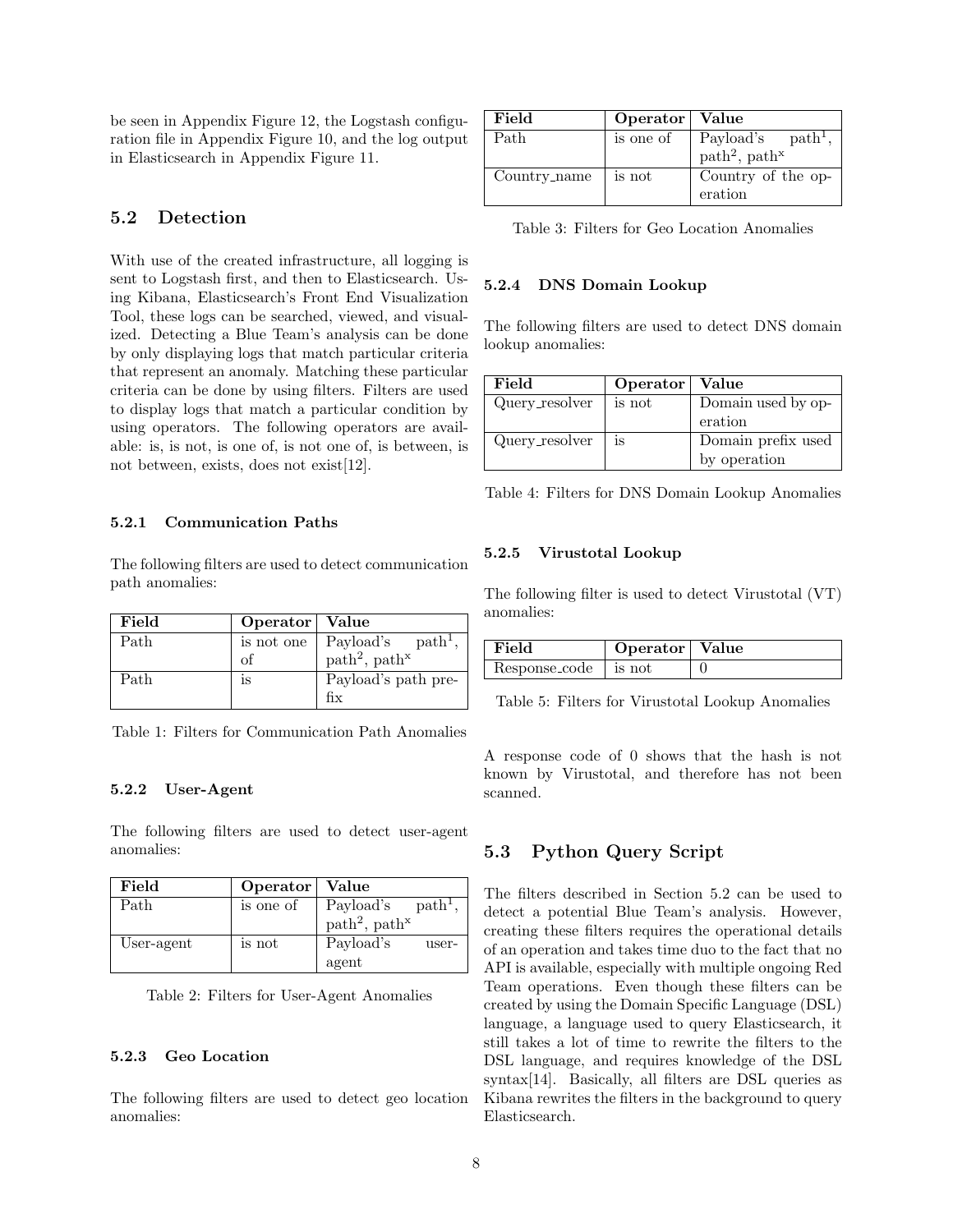be seen in Appendix Figure 12, the Logstash configuration file in Appendix Figure 10, and the log output in Elasticsearch in Appendix Figure 11.

## 5.2 Detection

With use of the created infrastructure, all logging is sent to Logstash first, and then to Elasticsearch. Using Kibana, Elasticsearch's Front End Visualization Tool, these logs can be searched, viewed, and visualized. Detecting a Blue Team's analysis can be done by only displaying logs that match particular criteria that represent an anomaly. Matching these particular criteria can be done by using filters. Filters are used to display logs that match a particular condition by using operators. The following operators are available: is, is not, is one of, is not one of, is between, is not between, exists, does not exist[12].

### 5.2.1 Communication Paths

The following filters are used to detect communication path anomalies:

| Field | Operator | Value |
|---|---|---|
| Path | is not one of | Payload's path[1], path[2], path[x] |
| Path | is | Payload's path prefix |

Table 1: Filters for Communication Path Anomalies

### 5.2.2 User-Agent

The following filters are used to detect user-agent anomalies:

| Field | Operator | Value |
|---|---|---|
| Path | is one of | Payload's path[1], path[2], path[x] |
| User-agent | is not | Payload's user-agent |

Table 2: Filters for User-Agent Anomalies

### 5.2.3 Geo Location

The following filters are used to detect geo location anomalies:

| Field | Operator | Value |
|---|---|---|
| Path | is one of | Payload's path[1], path[2], path[x] |
| Country_name | is not | Country of the operation |

Table 3: Filters for Geo Location Anomalies

### 5.2.4 DNS Domain Lookup

The following filters are used to detect DNS domain lookup anomalies:

| Field | Operator | Value |
|---|---|---|
| Query_resolver | is not | Domain used by operation |
| Query_resolver | is | Domain prefix used by operation |

Table 4: Filters for DNS Domain Lookup Anomalies

### 5.2.5 Virustotal Lookup

The following filter is used to detect Virustotal (VT) anomalies:

| Field | Operator | Value |
|---|---|---|
| Response_code | is not | 0 |

Table 5: Filters for Virustotal Lookup Anomalies

A response code of 0 shows that the hash is not known by Virustotal, and therefore has not been scanned.

## 5.3 Python Query Script

The filters described in Section 5.2 can be used to detect a potential Blue Team's analysis. However, creating these filters requires the operational details of an operation and takes time duo to the fact that no API is available, especially with multiple ongoing Red Team operations. Even though these filters can be created by using the Domain Specific Language (DSL) language, a language used to query Elasticsearch, it still takes a lot of time to rewrite the filters to the DSL language, and requires knowledge of the DSL syntax[14]. Basically, all filters are DSL queries as Kibana rewrites the filters in the background to query Elasticsearch.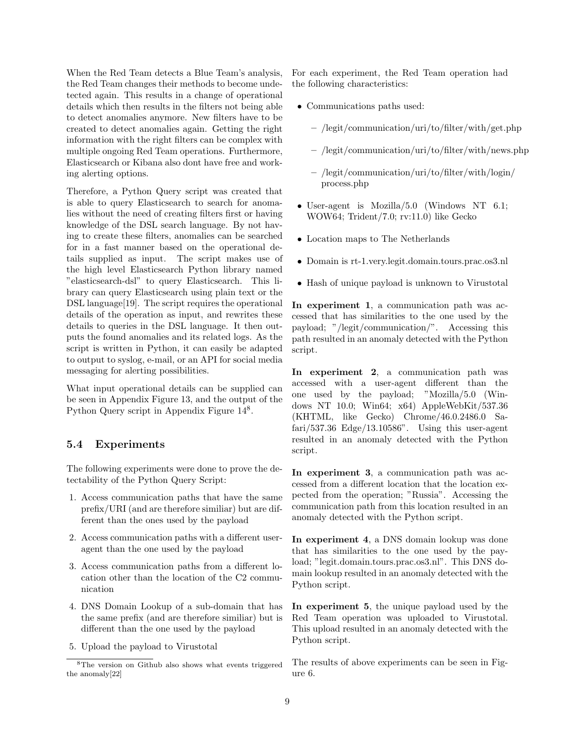When the Red Team detects a Blue Team's analysis, the Red Team changes their methods to become undetected again. This results in a change of operational details which then results in the filters not being able to detect anomalies anymore. New filters have to be created to detect anomalies again. Getting the right information with the right filters can be complex with multiple ongoing Red Team operations. Furthermore, Elasticsearch or Kibana also dont have free and working alerting options.

Therefore, a Python Query script was created that is able to query Elasticsearch to search for anomalies without the need of creating filters first or having knowledge of the DSL search language. By not having to create these filters, anomalies can be searched for in a fast manner based on the operational details supplied as input. The script makes use of the high level Elasticsearch Python library named "elasticsearch-dsl" to query Elasticsearch. This library can query Elasticsearch using plain text or the DSL language[19]. The script requires the operational details of the operation as input, and rewrites these details to queries in the DSL language. It then outputs the found anomalies and its related logs. As the script is written in Python, it can easily be adapted to output to syslog, e-mail, or an API for social media messaging for alerting possibilities.

What input operational details can be supplied can be seen in Appendix Figure 13, and the output of the Python Query script in Appendix Figure 14[8].

## 5.4 Experiments

The following experiments were done to prove the detectability of the Python Query Script:

1. Access communication paths that have the same prefix/URI (and are therefore similiar) but are different than the ones used by the payload
2. Access communication paths with a different user-agent than the one used by the payload
3. Access communication paths from a different location other than the location of the C2 communication
4. DNS Domain Lookup of a sub-domain that has the same prefix (and are therefore similiar) but is different than the one used by the payload
5. Upload the payload to Virustotal

For each experiment, the Red Team operation had the following characteristics:

- Communications paths used:
  - /legit/communication/uri/to/filter/with/get.php
  - /legit/communication/uri/to/filter/with/news.php
  - /legit/communication/uri/to/filter/with/login/process.php
- User-agent is Mozilla/5.0 (Windows NT 6.1; WOW64; Trident/7.0; rv:11.0) like Gecko
- Location maps to The Netherlands
- Domain is rt-1.very.legit.domain.tours.prac.os3.nl
- Hash of unique payload is unknown to Virustotal

**In experiment 1**, a communication path was accessed that has similarities to the one used by the payload; "/legit/communication/". Accessing this path resulted in an anomaly detected with the Python script.

**In experiment 2**, a communication path was accessed with a user-agent different than the one used by the payload; "Mozilla/5.0 (Windows NT 10.0; Win64; x64) AppleWebKit/537.36 (KHTML, like Gecko) Chrome/46.0.2486.0 Safari/537.36 Edge/13.10586". Using this user-agent resulted in an anomaly detected with the Python script.

**In experiment 3**, a communication path was accessed from a different location that the location expected from the operation; "Russia". Accessing the communication path from this location resulted in an anomaly detected with the Python script.

**In experiment 4**, a DNS domain lookup was done that has similarities to the one used by the payload; "legit.domain.tours.prac.os3.nl". This DNS domain lookup resulted in an anomaly detected with the Python script.

**In experiment 5**, the unique payload used by the Red Team operation was uploaded to Virustotal. This upload resulted in an anomaly detected with the Python script.

The results of above experiments can be seen in Figure 6.

[8] The version on Github also shows what events triggered the anomaly[22]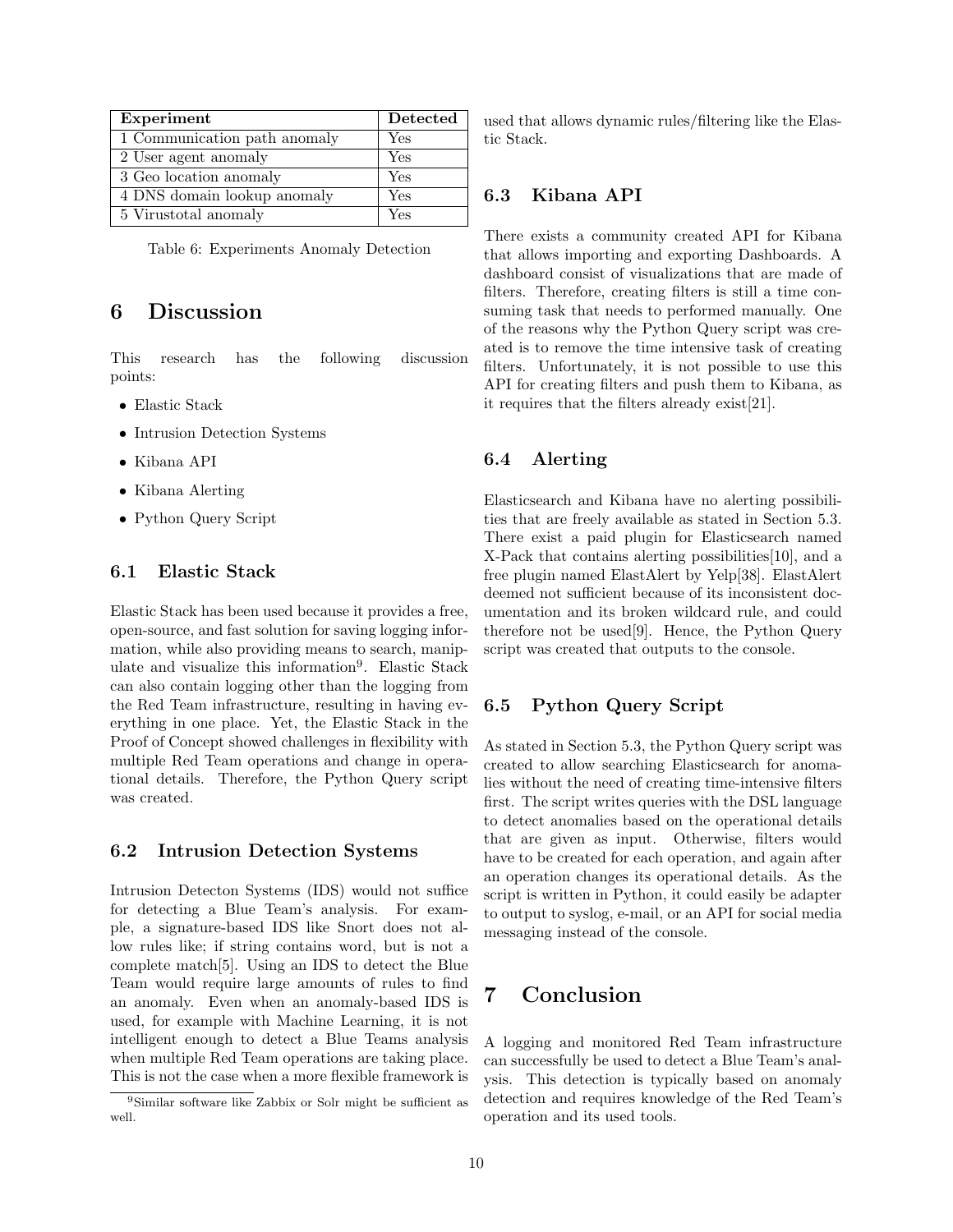| Experiment | Detected |
|---|---|
| 1 Communication path anomaly | Yes |
| 2 User agent anomaly | Yes |
| 3 Geo location anomaly | Yes |
| 4 DNS domain lookup anomaly | Yes |
| 5 Virustotal anomaly | Yes |

Table 6: Experiments Anomaly Detection

# 6 Discussion

This research has the following discussion points:

- Elastic Stack
- Intrusion Detection Systems
- Kibana API
- Kibana Alerting
- Python Query Script

## 6.1 Elastic Stack

Elastic Stack has been used because it provides a free, open-source, and fast solution for saving logging information, while also providing means to search, manipulate and visualize this information[9]. Elastic Stack can also contain logging other than the logging from the Red Team infrastructure, resulting in having everything in one place. Yet, the Elastic Stack in the Proof of Concept showed challenges in flexibility with multiple Red Team operations and change in operational details. Therefore, the Python Query script was created.

## 6.2 Intrusion Detection Systems

Intrusion Detecton Systems (IDS) would not suffice for detecting a Blue Team's analysis. For example, a signature-based IDS like Snort does not allow rules like; if string contains word, but is not a complete match[5]. Using an IDS to detect the Blue Team would require large amounts of rules to find an anomaly. Even when an anomaly-based IDS is used, for example with Machine Learning, it is not intelligent enough to detect a Blue Teams analysis when multiple Red Team operations are taking place. This is not the case when a more flexible framework is used that allows dynamic rules/filtering like the Elastic Stack.

[9] Similar software like Zabbix or Solr might be sufficient as well.

## 6.3 Kibana API

There exists a community created API for Kibana that allows importing and exporting Dashboards. A dashboard consist of visualizations that are made of filters. Therefore, creating filters is still a time consuming task that needs to performed manually. One of the reasons why the Python Query script was created is to remove the time intensive task of creating filters. Unfortunately, it is not possible to use this API for creating filters and push them to Kibana, as it requires that the filters already exist[21].

## 6.4 Alerting

Elasticsearch and Kibana have no alerting possibilities that are freely available as stated in Section 5.3. There exist a paid plugin for Elasticsearch named X-Pack that contains alerting possibilities[10], and a free plugin named ElastAlert by Yelp[38]. ElastAlert deemed not sufficient because of its inconsistent documentation and its broken wildcard rule, and could therefore not be used[9]. Hence, the Python Query script was created that outputs to the console.

## 6.5 Python Query Script

As stated in Section 5.3, the Python Query script was created to allow searching Elasticsearch for anomalies without the need of creating time-intensive filters first. The script writes queries with the DSL language to detect anomalies based on the operational details that are given as input. Otherwise, filters would have to be created for each operation, and again after an operation changes its operational details. As the script is written in Python, it could easily be adapter to output to syslog, e-mail, or an API for social media messaging instead of the console.

# 7 Conclusion

A logging and monitored Red Team infrastructure can successfully be used to detect a Blue Team's analysis. This detection is typically based on anomaly detection and requires knowledge of the Red Team's operation and its used tools.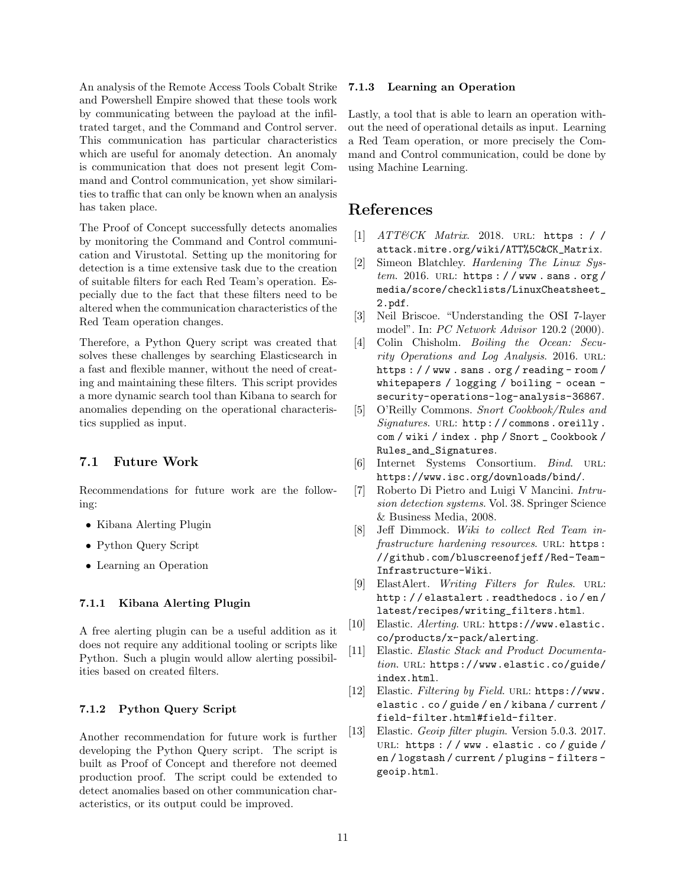An analysis of the Remote Access Tools Cobalt Strike and Powershell Empire showed that these tools work by communicating between the payload at the infiltrated target, and the Command and Control server. This communication has particular characteristics which are useful for anomaly detection. An anomaly is communication that does not present legit Command and Control communication, yet show similarities to traffic that can only be known when an analysis has taken place.

The Proof of Concept successfully detects anomalies by monitoring the Command and Control communication and Virustotal. Setting up the monitoring for detection is a time extensive task due to the creation of suitable filters for each Red Team's operation. Especially due to the fact that these filters need to be altered when the communication characteristics of the Red Team operation changes.

Therefore, a Python Query script was created that solves these challenges by searching Elasticsearch in a fast and flexible manner, without the need of creating and maintaining these filters. This script provides a more dynamic search tool than Kibana to search for anomalies depending on the operational characteristics supplied as input.

## 7.1 Future Work

Recommendations for future work are the following:

- Kibana Alerting Plugin
- Python Query Script
- Learning an Operation

### 7.1.1 Kibana Alerting Plugin

A free alerting plugin can be a useful addition as it does not require any additional tooling or scripts like Python. Such a plugin would allow alerting possibilities based on created filters.

### 7.1.2 Python Query Script

Another recommendation for future work is further developing the Python Query script. The script is built as Proof of Concept and therefore not deemed production proof. The script could be extended to detect anomalies based on other communication characteristics, or its output could be improved.

### 7.1.3 Learning an Operation

Lastly, a tool that is able to learn an operation without the need of operational details as input. Learning a Red Team operation, or more precisely the Command and Control communication, could be done by using Machine Learning.

# References

[1] *ATT&CK Matrix*. 2018. URL: https://attack.mitre.org/wiki/ATT%5C&CK_Matrix.

[2] Simeon Blatchley. *Hardening The Linux System*. 2016. URL: https://www.sans.org/media/score/checklists/LinuxCheatsheet_2.pdf.

[3] Neil Briscoe. "Understanding the OSI 7-layer model". In: *PC Network Advisor* 120.2 (2000).

[4] Colin Chisholm. *Boiling the Ocean: Security Operations and Log Analysis*. 2016. URL: https://www.sans.org/reading-room/whitepapers/logging/boiling-ocean-security-operations-log-analysis-36867.

[5] O'Reilly Commons. *Snort Cookbook/Rules and Signatures*. URL: http://commons.oreilly.com/wiki/index.php/Snort_Cookbook/Rules_and_Signatures.

[6] Internet Systems Consortium. *Bind*. URL: https://www.isc.org/downloads/bind/.

[7] Roberto Di Pietro and Luigi V Mancini. *Intrusion detection systems*. Vol. 38. Springer Science & Business Media, 2008.

[8] Jeff Dimmock. *Wiki to collect Red Team infrastructure hardening resources*. URL: https://github.com/bluscreenofjeff/Red-Team-Infrastructure-Wiki.

[9] ElastAlert. *Writing Filters for Rules*. URL: http://elastalert.readthedocs.io/en/latest/recipes/writing_filters.html.

[10] Elastic. *Alerting*. URL: https://www.elastic.co/products/x-pack/alerting.

[11] Elastic. *Elastic Stack and Product Documentation*. URL: https://www.elastic.co/guide/index.html.

[12] Elastic. *Filtering by Field*. URL: https://www.elastic.co/guide/en/kibana/current/field-filter.html#field-filter.

[13] Elastic. *Geoip filter plugin*. Version 5.0.3. 2017. URL: https://www.elastic.co/guide/en/logstash/current/plugins-filters-geoip.html.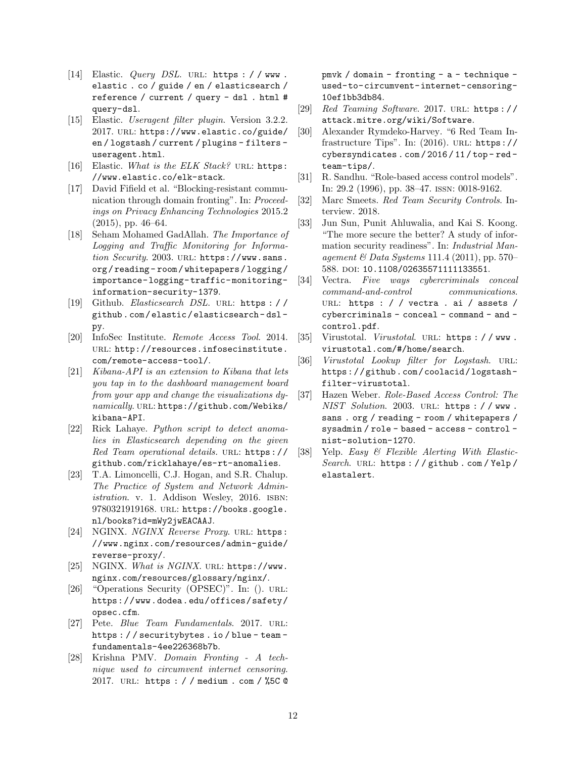[14] Elastic. *Query DSL*. URL: https://www.elastic.co/guide/en/elasticsearch/reference/current/query-dsl.html#query-dsl.

[15] Elastic. *Useragent filter plugin*. Version 3.2.2. 2017. URL: https://www.elastic.co/guide/en/logstash/current/plugins-filters-useragent.html.

[16] Elastic. *What is the ELK Stack?* URL: https://www.elastic.co/elk-stack.

[17] David Fifield et al. "Blocking-resistant communication through domain fronting". In: *Proceedings on Privacy Enhancing Technologies* 2015.2 (2015), pp. 46–64.

[18] Seham Mohamed GadAllah. *The Importance of Logging and Traffic Monitoring for Information Security*. 2003. URL: https://www.sans.org/reading-room/whitepapers/logging/importance-logging-traffic-monitoring-information-security-1379.

[19] Github. *Elasticsearch DSL*. URL: https://github.com/elastic/elasticsearch-dsl-py.

[20] InfoSec Institute. *Remote Access Tool*. 2014. URL: http://resources.infosecinstitute.com/remote-access-tool/.

[21] *Kibana-API is an extension to Kibana that lets you tap in to the dashboard management board from your app and change the visualizations dynamically*. URL: https://github.com/Webiks/kibana-API.

[22] Rick Lahaye. *Python script to detect anomalies in Elasticsearch depending on the given Red Team operational details.* URL: https://github.com/ricklahaye/es-rt-anomalies.

[23] T.A. Limoncelli, C.J. Hogan, and S.R. Chalup. *The Practice of System and Network Administration*. v. 1. Addison Wesley, 2016. ISBN: 9780321919168. URL: https://books.google.nl/books?id=mWy2jwEACAAJ.

[24] NGINX. *NGINX Reverse Proxy*. URL: https://www.nginx.com/resources/admin-guide/reverse-proxy/.

[25] NGINX. *What is NGINX*. URL: https://www.nginx.com/resources/glossary/nginx/.

[26] "Operations Security (OPSEC)". In: (). URL: https://www.dodea.edu/offices/safety/opsec.cfm.

[27] Pete. *Blue Team Fundamentals*. 2017. URL: https://securitybytes.io/blue-team-fundamentals-4ee226368b7b.

[28] Krishna PMV. *Domain Fronting - A technique used to circumvent internet censoring*. 2017. URL: https://medium.com/%5C@pmvk/domain-fronting-a-technique-used-to-circumvent-internet-censoring-10ef1bb3db84.

[29] *Red Teaming Software*. 2017. URL: https://attack.mitre.org/wiki/Software.

[30] Alexander Rymdeko-Harvey. "6 Red Team Infrastructure Tips". In: (2016). URL: https://cybersyndicates.com/2016/11/top-red-team-tips/.

[31] R. Sandhu. "Role-based access control models". In: 29.2 (1996), pp. 38–47. ISSN: 0018-9162.

[32] Marc Smeets. *Red Team Security Controls*. Interview. 2018.

[33] Jun Sun, Punit Ahluwalia, and Kai S. Koong. "The more secure the better? A study of information security readiness". In: *Industrial Management & Data Systems* 111.4 (2011), pp. 570–588. DOI: 10.1108/02635571111133551.

[34] Vectra. *Five ways cybercriminals conceal command-and-control communications*. URL: https://vectra.ai/assets/cybercriminals-conceal-command-and-control.pdf.

[35] Virustotal. *Virustotal*. URL: https://www.virustotal.com/#/home/search.

[36] *Virustotal Lookup filter for Logstash*. URL: https://github.com/coolacid/logstash-filter-virustotal.

[37] Hazen Weber. *Role-Based Access Control: The NIST Solution*. 2003. URL: https://www.sans.org/reading-room/whitepapers/sysadmin/role-based-access-control-nist-solution-1270.

[38] Yelp. *Easy & Flexible Alerting With ElasticSearch*. URL: https://github.com/Yelp/elastalert.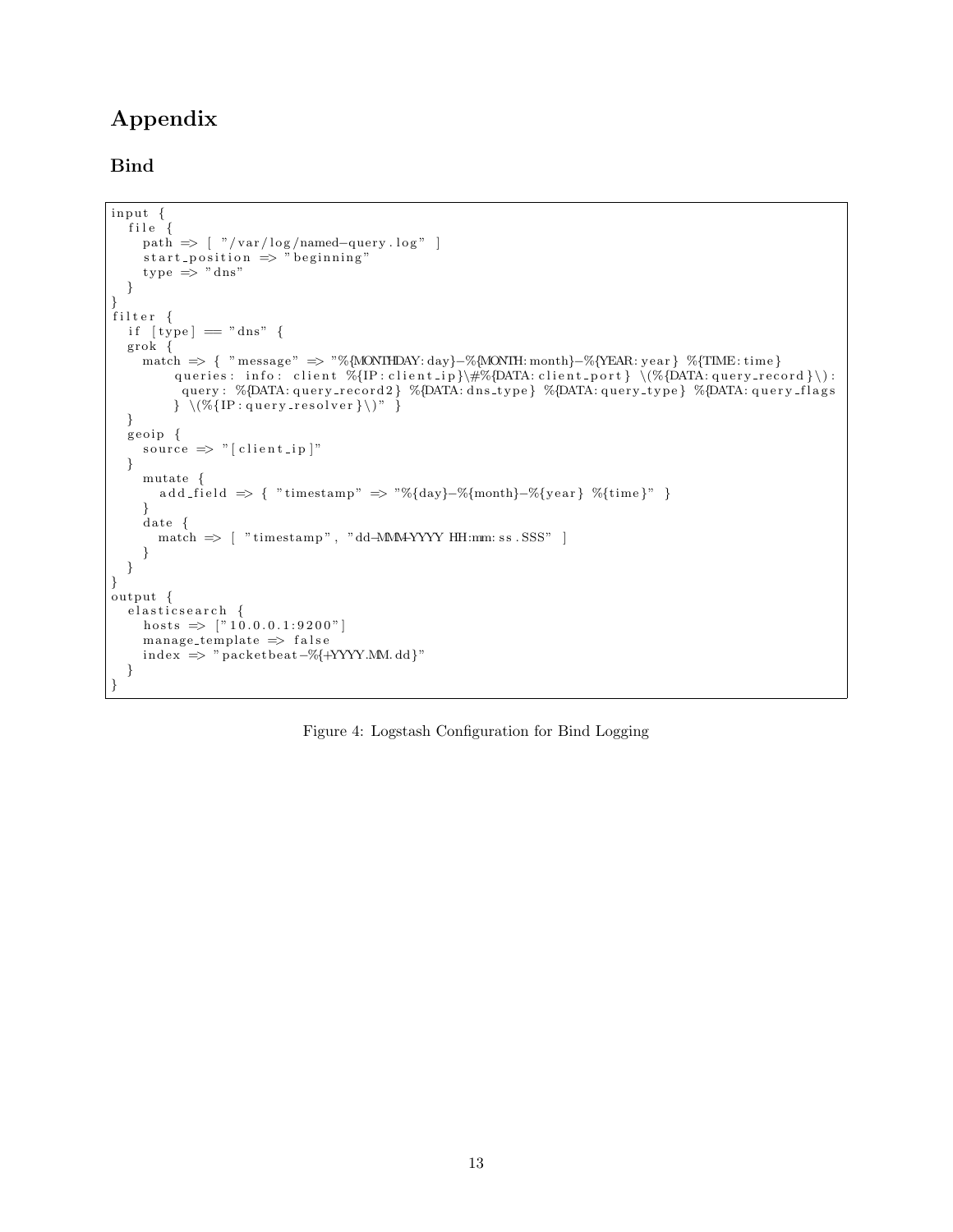# Appendix

## Bind

```
input {
  file {
    path => [ "/var/log/named-query.log" ]
    start_position => "beginning"
    type => "dns"
  }
}
filter {
  if [type] == "dns" {
  grok {
    match => { "message" => "%{MONTHDAY:day}-%{MONTH:month}-%{YEAR:year} %{TIME:time}
        queries: info: client %{IP:client_ip}\#%{DATA:client_port} \(%{DATA:query_record}\):
         query: %{DATA:query_record2} %{DATA:dns_type} %{DATA:query_type} %{DATA:query_flags
        } \(%{IP:query_resolver}\)" }
  }
  geoip {
    source => "[client_ip]"
  }
    mutate {
      add_field => { "timestamp" => "%{day}-%{month}-%{year} %{time}" }
    }
    date {
      match => [ "timestamp", "dd-MMM-YYYY HH:mm:ss.SSS" ]
    }
  }
}
output {
  elasticsearch {
    hosts => ["10.0.0.1:9200"]
    manage_template => false
    index => "packetbeat-%{+YYYY.MM.dd}"
  }
}
```

Figure 4: Logstash Configuration for Bind Logging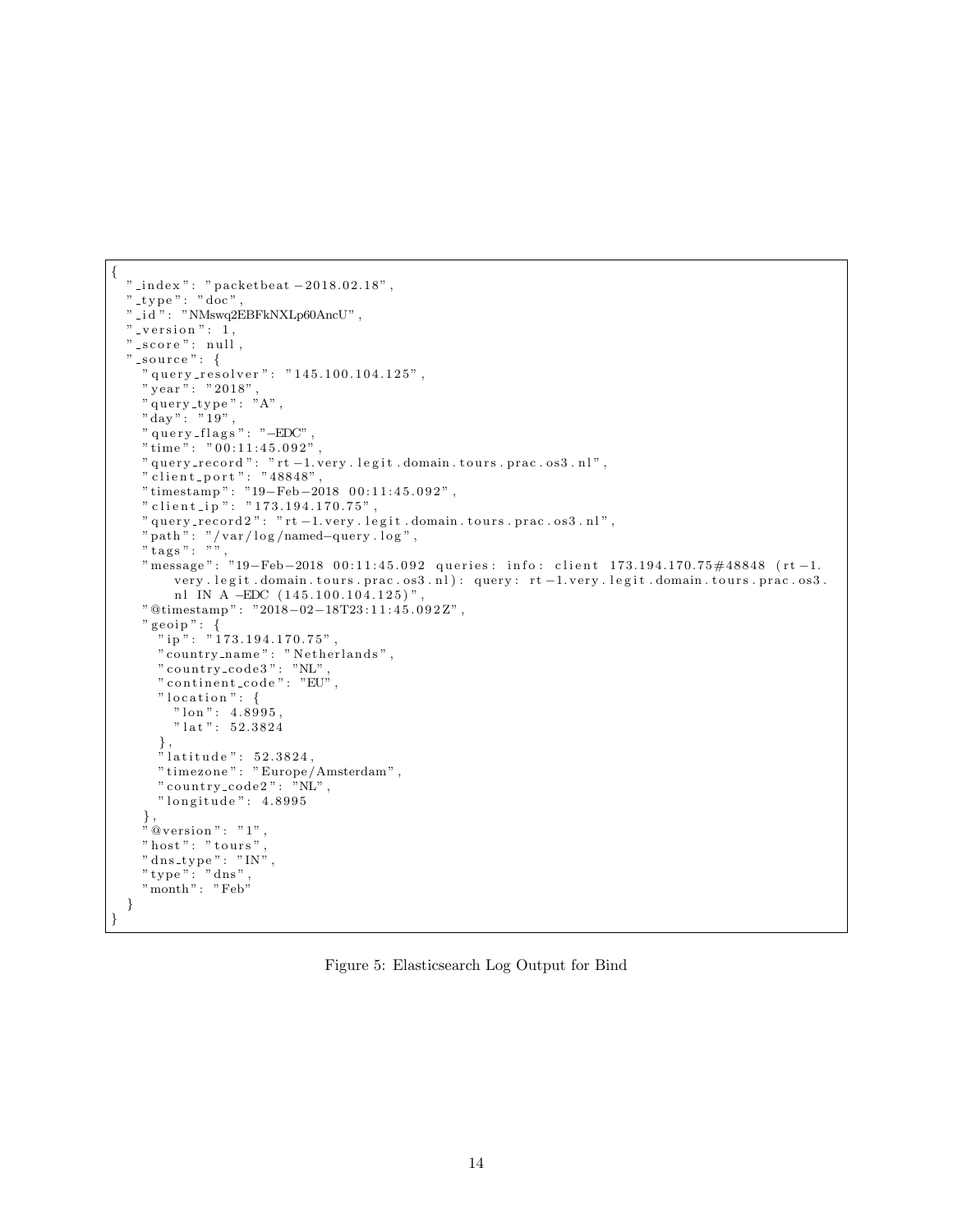```
{
  "_index": "packetbeat-2018.02.18",
  "_type": "doc",
  "_id": "NMswq2EBFkNXLp60AncU",
  "_version": 1,
  "_score": null,
  "_source": {
    "query_resolver": "145.100.104.125",
    "year": "2018",
    "query_type": "A",
    "day": "19",
    "query_flags": "-EDC",
    "time": "00:11:45.092",
    "query_record": "rt-1.very.legit.domain.tours.prac.os3.nl",
    "client_port": "48848",
    "timestamp": "19-Feb-2018 00:11:45.092",
    "client_ip": "173.194.170.75",
    "query_record2": "rt-1.very.legit.domain.tours.prac.os3.nl",
    "path": "/var/log/named-query.log",
    "tags": "",
    "message": "19-Feb-2018 00:11:45.092 queries: info: client 173.194.170.75#48848 (rt-1.
        very.legit.domain.tours.prac.os3.nl): query: rt-1.very.legit.domain.tours.prac.os3.
        nl IN A -EDC (145.100.104.125)",
    "@timestamp": "2018-02-18T23:11:45.092Z",
    "geoip": {
      "ip": "173.194.170.75",
      "country_name": "Netherlands",
      "country_code3": "NL",
      "continent_code": "EU",
      "location": {
        "lon": 4.8995,
        "lat": 52.3824
      },
      "latitude": 52.3824,
      "timezone": "Europe/Amsterdam",
      "country_code2": "NL",
      "longitude": 4.8995
    },
    "@version": "1",
    "host": "tours",
    "dns_type": "IN",
    "type": "dns",
    "month": "Feb"
  }
}
```

Figure 5: Elasticsearch Log Output for Bind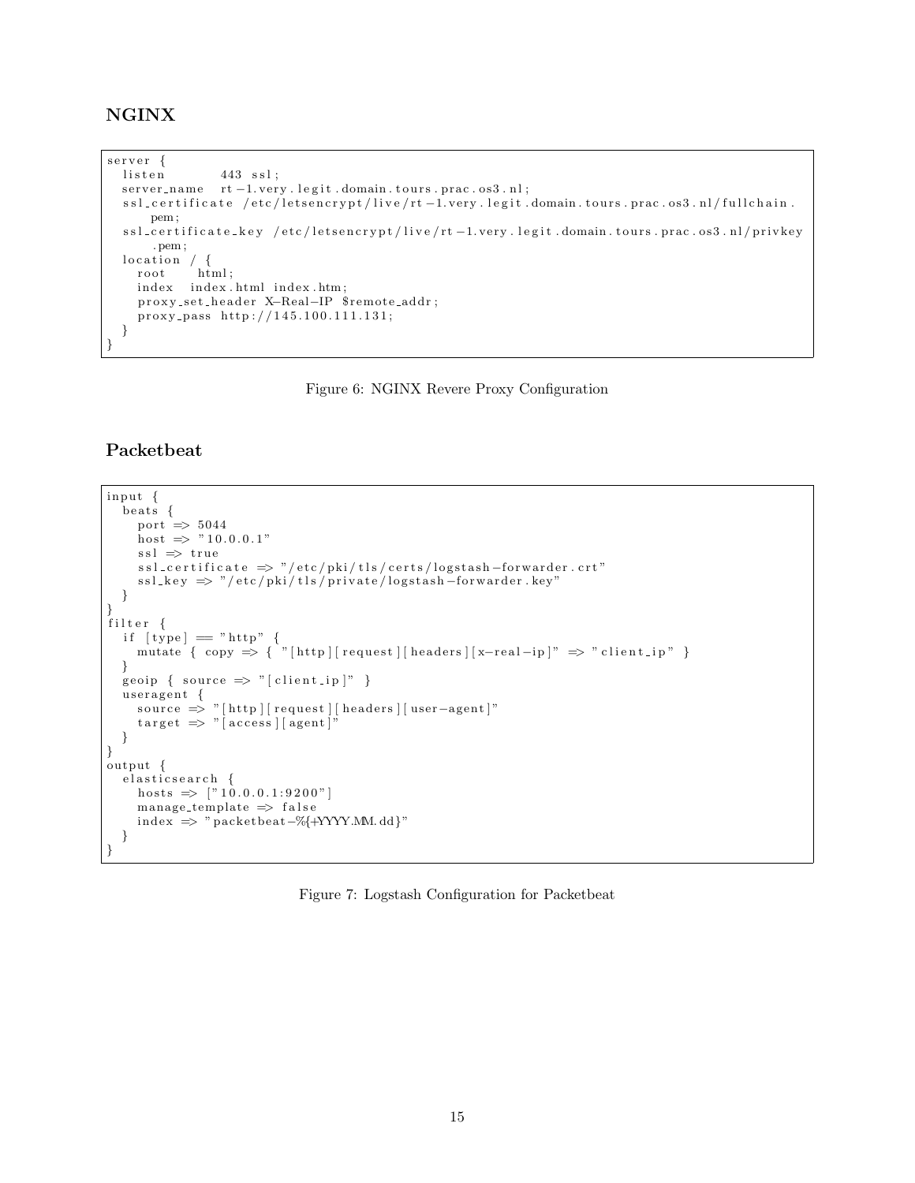## NGINX

```
server {
  listen        443 ssl;
  server_name   rt-1.very.legit.domain.tours.prac.os3.nl;
  ssl_certificate /etc/letsencrypt/live/rt-1.very.legit.domain.tours.prac.os3.nl/fullchain.
      pem;
  ssl_certificate_key /etc/letsencrypt/live/rt-1.very.legit.domain.tours.prac.os3.nl/privkey
      .pem;
  location / {
    root     html;
    index   index.html index.htm;
    proxy_set_header X-Real-IP $remote_addr;
    proxy_pass http://145.100.111.131;
  }
}
```

Figure 6: NGINX Revere Proxy Configuration

## Packetbeat

```
input {
  beats {
    port => 5044
    host => "10.0.0.1"
    ssl => true
    ssl_certificate => "/etc/pki/tls/certs/logstash-forwarder.crt"
    ssl_key => "/etc/pki/tls/private/logstash-forwarder.key"
  }
}
filter {
  if [type] == "http" {
    mutate { copy => { "[http][request][headers][x-real-ip]" => "client_ip" }
  }
  geoip { source => "[client_ip]" }
  useragent {
    source => "[http][request][headers][user-agent]"
    target => "[access][agent]"
  }
}
output {
  elasticsearch {
    hosts => ["10.0.0.1:9200"]
    manage_template => false
    index => "packetbeat-%{+YYYY.MM.dd}"
  }
}
```

Figure 7: Logstash Configuration for Packetbeat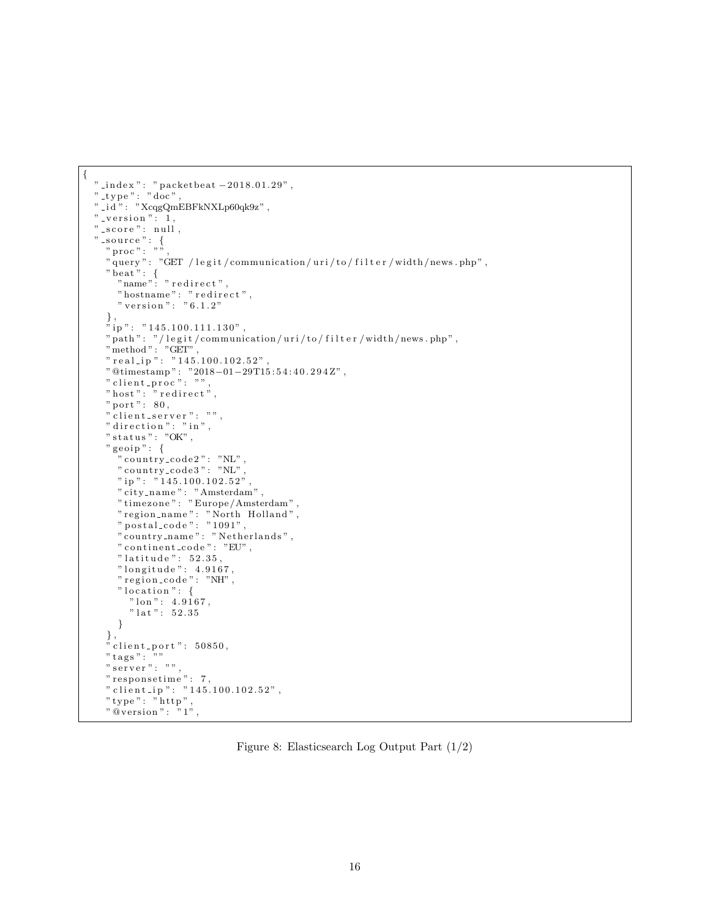```
{
  "_index": "packetbeat-2018.01.29",
  "_type": "doc",
  "_id": "XcqgQmEBFkNXLp60qk9z",
  "_version": 1,
  "_score": null,
  "_source": {
    "proc": "",
    "query": "GET /legit/communication/uri/to/filter/width/news.php",
    "beat": {
      "name": "redirect",
      "hostname": "redirect",
      "version": "6.1.2"
    },
    "ip": "145.100.111.130",
    "path": "/legit/communication/uri/to/filter/width/news.php",
    "method": "GET",
    "real_ip": "145.100.102.52",
    "@timestamp": "2018-01-29T15:54:40.294Z",
    "client_proc": "",
    "host": "redirect",
    "port": 80,
    "client_server": "",
    "direction": "in",
    "status": "OK",
    "geoip": {
      "country_code2": "NL",
      "country_code3": "NL",
      "ip": "145.100.102.52",
      "city_name": "Amsterdam",
      "timezone": "Europe/Amsterdam",
      "region_name": "North Holland",
      "postal_code": "1091",
      "country_name": "Netherlands",
      "continent_code": "EU",
      "latitude": 52.35,
      "longitude": 4.9167,
      "region_code": "NH",
      "location": {
        "lon": 4.9167,
        "lat": 52.35
      }
    },
    "client_port": 50850,
    "tags": ""
    "server": "",
    "responsetime": 7,
    "client_ip": "145.100.102.52",
    "type": "http",
    "@version": "1",
```

Figure 8: Elasticsearch Log Output Part (1/2)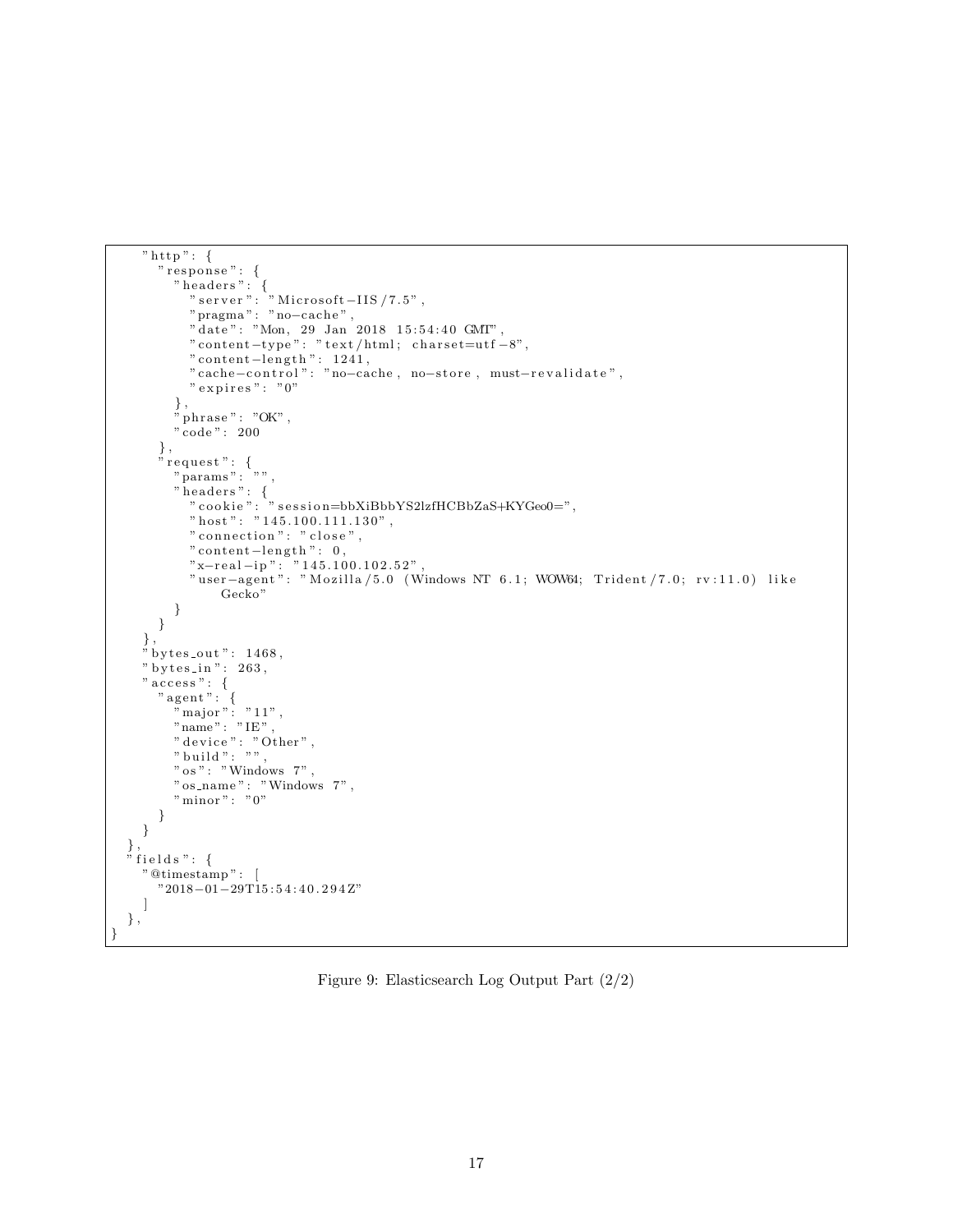```
    "http": {
      "response": {
        "headers": {
          "server": "Microsoft-IIS/7.5",
          "pragma": "no-cache",
          "date": "Mon, 29 Jan 2018 15:54:40 GMT",
          "content-type": "text/html; charset=utf-8",
          "content-length": 1241,
          "cache-control": "no-cache, no-store, must-revalidate",
          "expires": "0"
        },
        "phrase": "OK",
        "code": 200
      },
      "request": {
        "params": "",
        "headers": {
          "cookie": "session=bbXiBbbYS2lzfHCBbZaS+KYGeo0=",
          "host": "145.100.111.130",
          "connection": "close",
          "content-length": 0,
          "x-real-ip": "145.100.102.52",
          "user-agent": "Mozilla/5.0 (Windows NT 6.1; WOW64; Trident/7.0; rv:11.0) like
              Gecko"
        }
      }
    },
    "bytes_out": 1468,
    "bytes_in": 263,
    "access": {
      "agent": {
        "major": "11",
        "name": "IE",
        "device": "Other",
        "build": "",
        "os": "Windows 7",
        "os_name": "Windows 7",
        "minor": "0"
      }
    }
  },
  "fields": {
    "@timestamp": [
      "2018-01-29T15:54:40.294Z"
    ]
  },
}
```

Figure 9: Elasticsearch Log Output Part (2/2)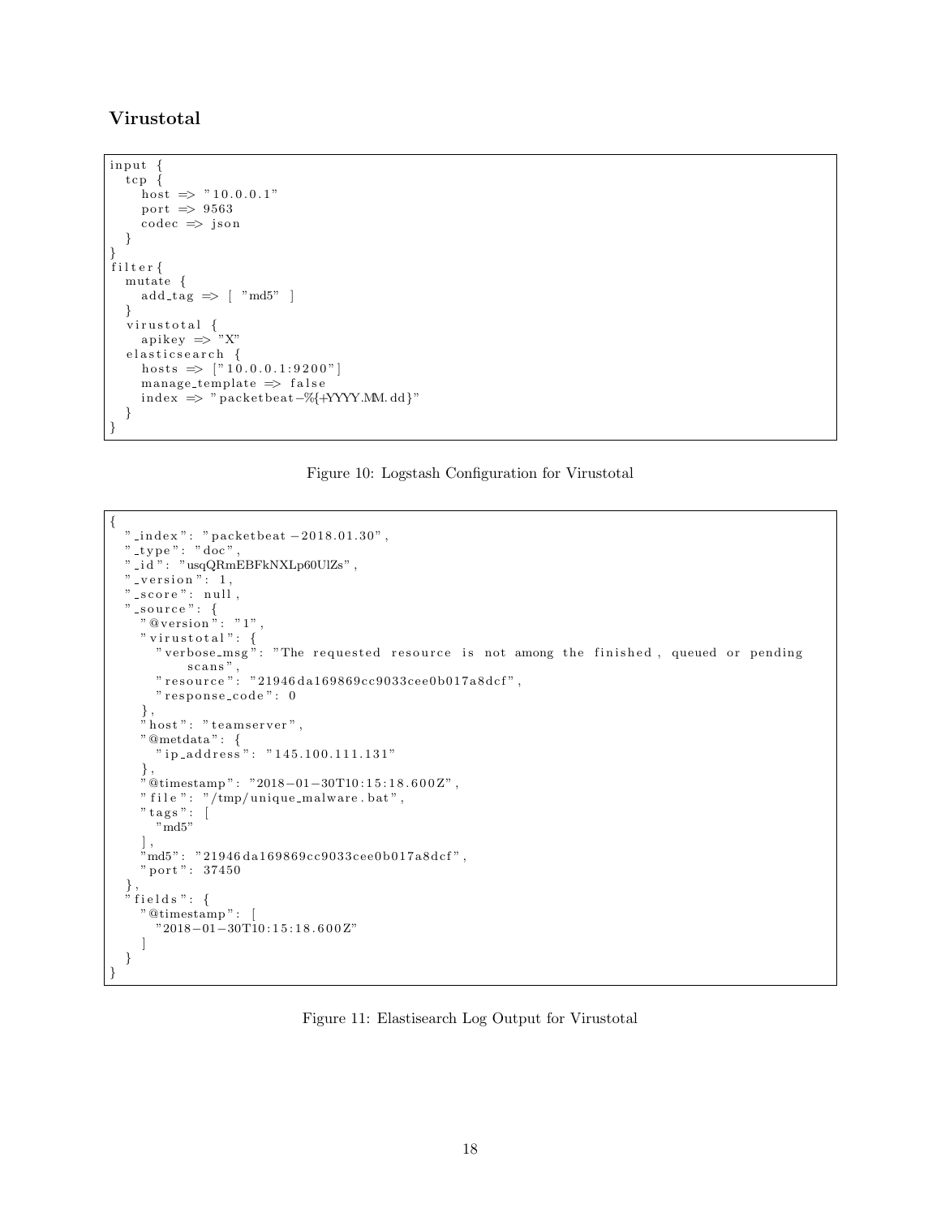## Virustotal

```
input {
  tcp {
    host => "10.0.0.1"
    port => 9563
    codec => json
  }
}
filter{
  mutate {
    add_tag => [ "md5" ]
  }
  virustotal {
    apikey => "X"
  elasticsearch {
    hosts => ["10.0.0.1:9200"]
    manage_template => false
    index => "packetbeat-%{+YYYY.MM.dd}"
  }
}
```

Figure 10: Logstash Configuration for Virustotal

```
{
  "_index": "packetbeat-2018.01.30",
  "_type": "doc",
  "_id": "usqQRmEBFkNXLp60UlZs",
  "_version": 1,
  "_score": null,
  "_source": {
    "@version": "1",
    "virustotal": {
      "verbose_msg": "The requested resource is not among the finished, queued or pending
          scans",
      "resource": "21946da169869cc9033cee0b017a8dcf",
      "response_code": 0
    },
    "host": "teamserver",
    "@metdata": {
      "ip_address": "145.100.111.131"
    },
    "@timestamp": "2018-01-30T10:15:18.600Z",
    "file": "/tmp/unique_malware.bat",
    "tags": [
      "md5"
    ],
    "md5": "21946da169869cc9033cee0b017a8dcf",
    "port": 37450
  },
  "fields": {
    "@timestamp": [
      "2018-01-30T10:15:18.600Z"
    ]
  }
}
```

Figure 11: Elastisearch Log Output for Virustotal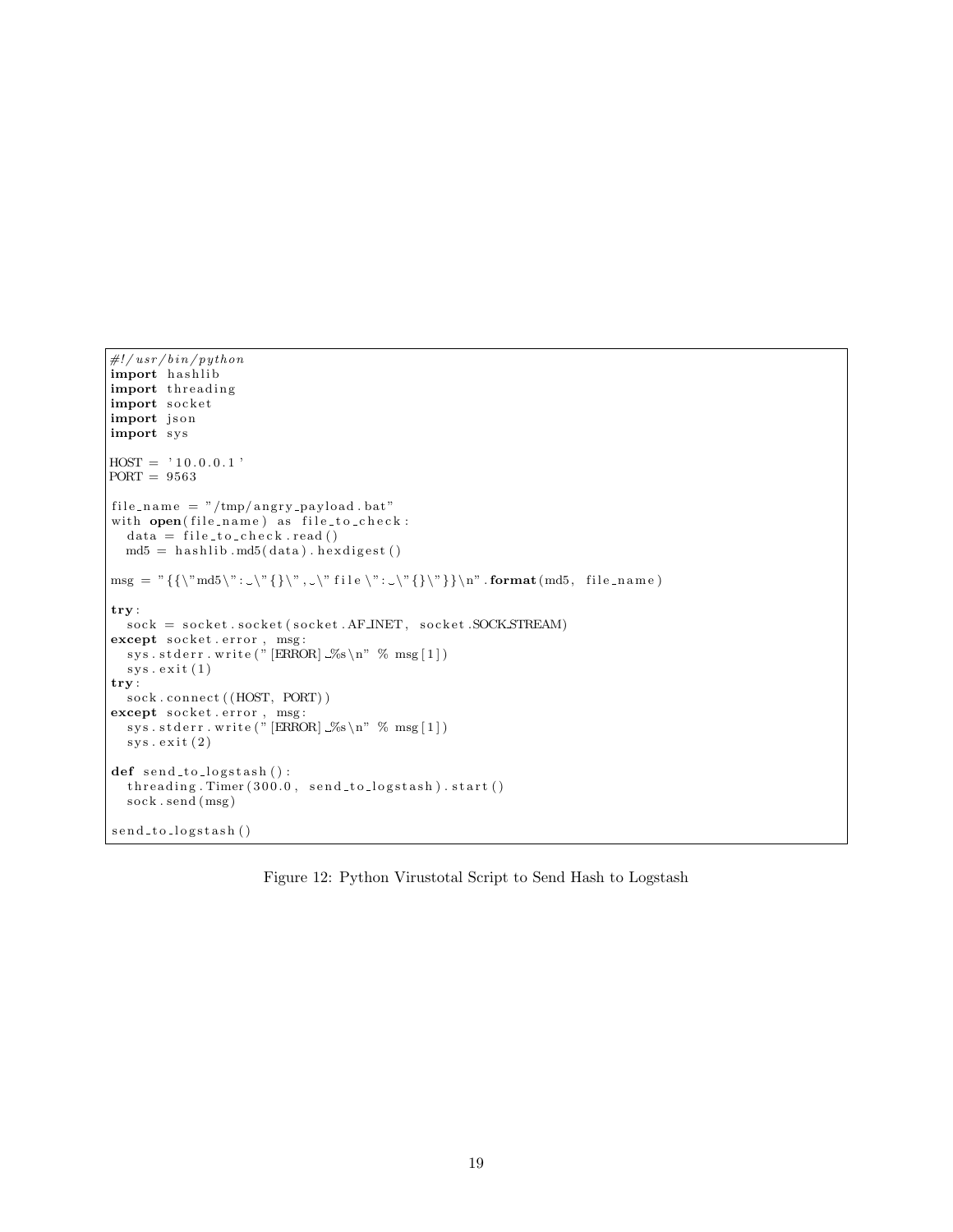```python
#!/usr/bin/python
import hashlib
import threading
import socket
import json
import sys

HOST = '10.0.0.1'
PORT = 9563

file_name = "/tmp/angry_payload.bat"
with open(file_name) as file_to_check:
  data = file_to_check.read()
  md5 = hashlib.md5(data).hexdigest()

msg = "{{\"md5\": \"{}\", \"file\": \"{}\"}}\n".format(md5, file_name)

try:
  sock = socket.socket(socket.AF_INET, socket.SOCK_STREAM)
except socket.error, msg:
  sys.stderr.write("[ERROR] %s\n" % msg[1])
  sys.exit(1)
try:
  sock.connect((HOST, PORT))
except socket.error, msg:
  sys.stderr.write("[ERROR] %s\n" % msg[1])
  sys.exit(2)

def send_to_logstash():
  threading.Timer(300.0, send_to_logstash).start()
  sock.send(msg)

send_to_logstash()
```

Figure 12: Python Virustotal Script to Send Hash to Logstash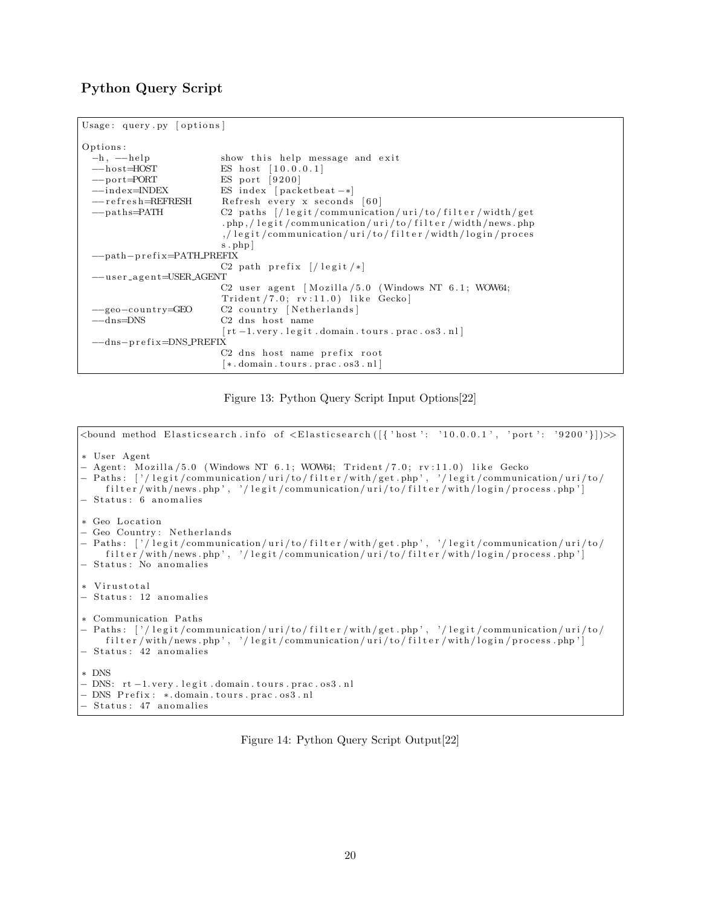### Python Query Script

```
Usage: query.py [options]

Options:
  -h, --help            show this help message and exit
  --host=HOST           ES host [10.0.0.1]
  --port=PORT           ES port [9200]
  --index=INDEX         ES index [packetbeat-*]
  --refresh=REFRESH     Refresh every x seconds [60]
  --paths=PATH          C2 paths [/legit/communication/uri/to/filter/width/get
                        .php,/legit/communication/uri/to/filter/width/news.php
                        ,/legit/communication/uri/to/filter/width/login/proces
                        s.php]
  --path-prefix=PATH_PREFIX
                        C2 path prefix [/legit/*]
  --user_agent=USER_AGENT
                        C2 user agent [Mozilla/5.0 (Windows NT 6.1; WOW64;
                        Trident/7.0; rv:11.0) like Gecko]
  --geo-country=GEO     C2 country [Netherlands]
  --dns=DNS             C2 dns host name
                        [rt-1.very.legit.domain.tours.prac.os3.nl]
  --dns-prefix=DNS_PREFIX
                        C2 dns host name prefix root
                        [*.domain.tours.prac.os3.nl]
```

Figure 13: Python Query Script Input Options[22]

```
<bound method Elasticsearch.info of <Elasticsearch([{'host': '10.0.0.1', 'port': '9200'}])>>

* User Agent
- Agent: Mozilla/5.0 (Windows NT 6.1; WOW64; Trident/7.0; rv:11.0) like Gecko
- Paths: ['/legit/communication/uri/to/filter/with/get.php', '/legit/communication/uri/to/
    filter/with/news.php', '/legit/communication/uri/to/filter/with/login/process.php']
- Status: 6 anomalies

* Geo Location
- Geo Country: Netherlands
- Paths: ['/legit/communication/uri/to/filter/with/get.php', '/legit/communication/uri/to/
    filter/with/news.php', '/legit/communication/uri/to/filter/with/login/process.php']
- Status: No anomalies

* Virustotal
- Status: 12 anomalies

* Communication Paths
- Paths: ['/legit/communication/uri/to/filter/with/get.php', '/legit/communication/uri/to/
    filter/with/news.php', '/legit/communication/uri/to/filter/with/login/process.php']
- Status: 42 anomalies

* DNS
- DNS: rt-1.very.legit.domain.tours.prac.os3.nl
- DNS Prefix: *.domain.tours.prac.os3.nl
- Status: 47 anomalies
```

Figure 14: Python Query Script Output[22]